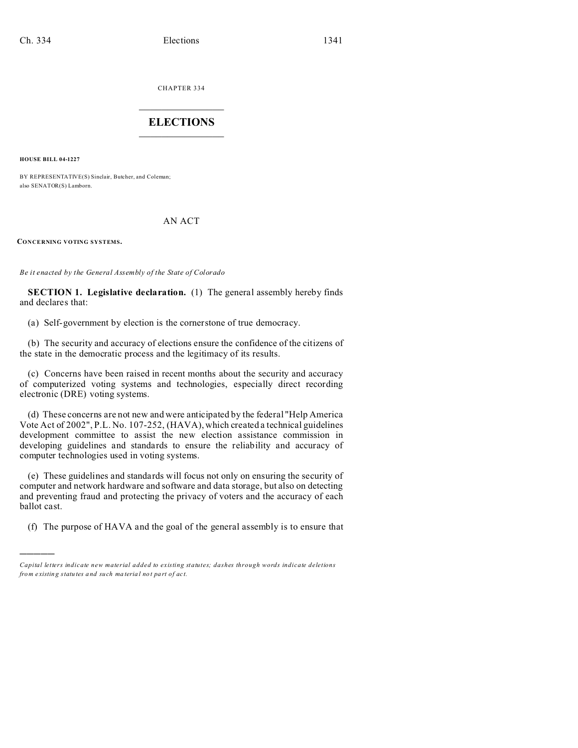CHAPTER 334

# ELECTIONS

**HOUSE BILL 04-1227**

BY REPRESENTATIVE(S) Sinclair, Butcher, and Coleman;
also SENATOR(S) Lamborn.

AN ACT

**CONCERNING VOTING SYSTEMS.**

*Be it enacted by the General Assembly of the State of Colorado*

**SECTION 1. Legislative declaration.** (1) The general assembly hereby finds and declares that:

(a) Self-government by election is the cornerstone of true democracy.

(b) The security and accuracy of elections ensure the confidence of the citizens of the state in the democratic process and the legitimacy of its results.

(c) Concerns have been raised in recent months about the security and accuracy of computerized voting systems and technologies, especially direct recording electronic (DRE) voting systems.

(d) These concerns are not new and were anticipated by the federal "Help America Vote Act of 2002", P.L. No. 107-252, (HAVA), which created a technical guidelines development committee to assist the new election assistance commission in developing guidelines and standards to ensure the reliability and accuracy of computer technologies used in voting systems.

(e) These guidelines and standards will focus not only on ensuring the security of computer and network hardware and software and data storage, but also on detecting and preventing fraud and protecting the privacy of voters and the accuracy of each ballot cast.

(f) The purpose of HAVA and the goal of the general assembly is to ensure that

---

*Capital letters indicate new material added to existing statutes; dashes through words indicate deletions from existing statutes and such material not part of act.*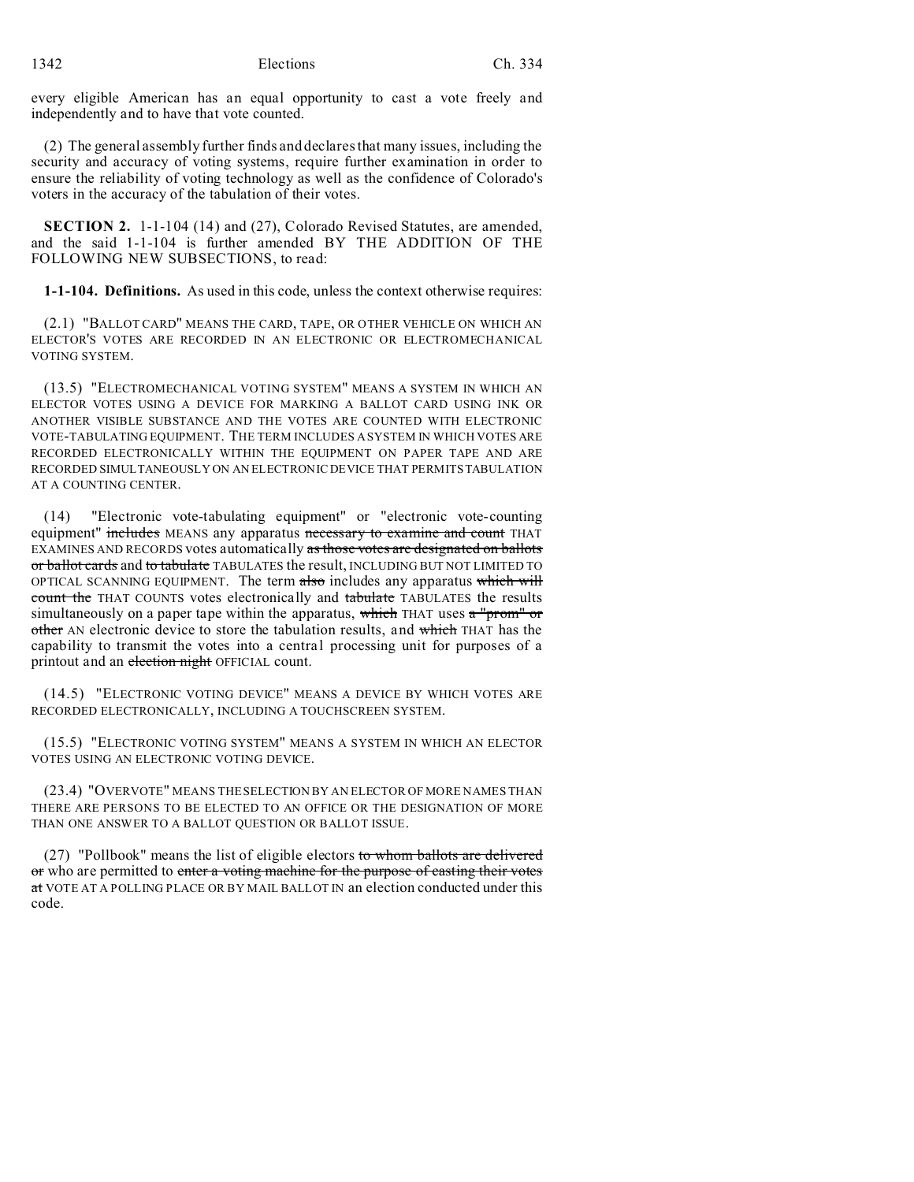every eligible American has an equal opportunity to cast a vote freely and independently and to have that vote counted.

(2) The general assembly further finds and declares that many issues, including the security and accuracy of voting systems, require further examination in order to ensure the reliability of voting technology as well as the confidence of Colorado's voters in the accuracy of the tabulation of their votes.

**SECTION 2.** 1-1-104 (14) and (27), Colorado Revised Statutes, are amended, and the said 1-1-104 is further amended BY THE ADDITION OF THE FOLLOWING NEW SUBSECTIONS, to read:

**1-1-104. Definitions.** As used in this code, unless the context otherwise requires:

(2.1) "BALLOT CARD" MEANS THE CARD, TAPE, OR OTHER VEHICLE ON WHICH AN ELECTOR'S VOTES ARE RECORDED IN AN ELECTRONIC OR ELECTROMECHANICAL VOTING SYSTEM.

(13.5) "ELECTROMECHANICAL VOTING SYSTEM" MEANS A SYSTEM IN WHICH AN ELECTOR VOTES USING A DEVICE FOR MARKING A BALLOT CARD USING INK OR ANOTHER VISIBLE SUBSTANCE AND THE VOTES ARE COUNTED WITH ELECTRONIC VOTE-TABULATING EQUIPMENT. THE TERM INCLUDES A SYSTEM IN WHICH VOTES ARE RECORDED ELECTRONICALLY WITHIN THE EQUIPMENT ON PAPER TAPE AND ARE RECORDED SIMULTANEOUSLY ON AN ELECTRONIC DEVICE THAT PERMITS TABULATION AT A COUNTING CENTER.

(14) "Electronic vote-tabulating equipment" or "electronic vote-counting equipment" ~~includes~~ MEANS any apparatus ~~necessary to examine and count~~ THAT EXAMINES AND RECORDS votes automatically ~~as those votes are designated on ballots or ballot cards~~ and ~~to tabulate~~ TABULATES the result, INCLUDING BUT NOT LIMITED TO OPTICAL SCANNING EQUIPMENT. The term ~~also~~ includes any apparatus ~~which will count the~~ THAT COUNTS votes electronically and ~~tabulate~~ TABULATES the results simultaneously on a paper tape within the apparatus, ~~which~~ THAT uses ~~a "prom" or other~~ AN electronic device to store the tabulation results, and ~~which~~ THAT has the capability to transmit the votes into a central processing unit for purposes of a printout and an ~~election night~~ OFFICIAL count.

(14.5) "ELECTRONIC VOTING DEVICE" MEANS A DEVICE BY WHICH VOTES ARE RECORDED ELECTRONICALLY, INCLUDING A TOUCHSCREEN SYSTEM.

(15.5) "ELECTRONIC VOTING SYSTEM" MEANS A SYSTEM IN WHICH AN ELECTOR VOTES USING AN ELECTRONIC VOTING DEVICE.

(23.4) "OVERVOTE" MEANS THE SELECTION BY AN ELECTOR OF MORE NAMES THAN THERE ARE PERSONS TO BE ELECTED TO AN OFFICE OR THE DESIGNATION OF MORE THAN ONE ANSWER TO A BALLOT QUESTION OR BALLOT ISSUE.

(27) "Pollbook" means the list of eligible electors ~~to whom ballots are delivered or~~ who are permitted to ~~enter a voting machine for the purpose of casting their votes at~~ VOTE AT A POLLING PLACE OR BY MAIL BALLOT IN an election conducted under this code.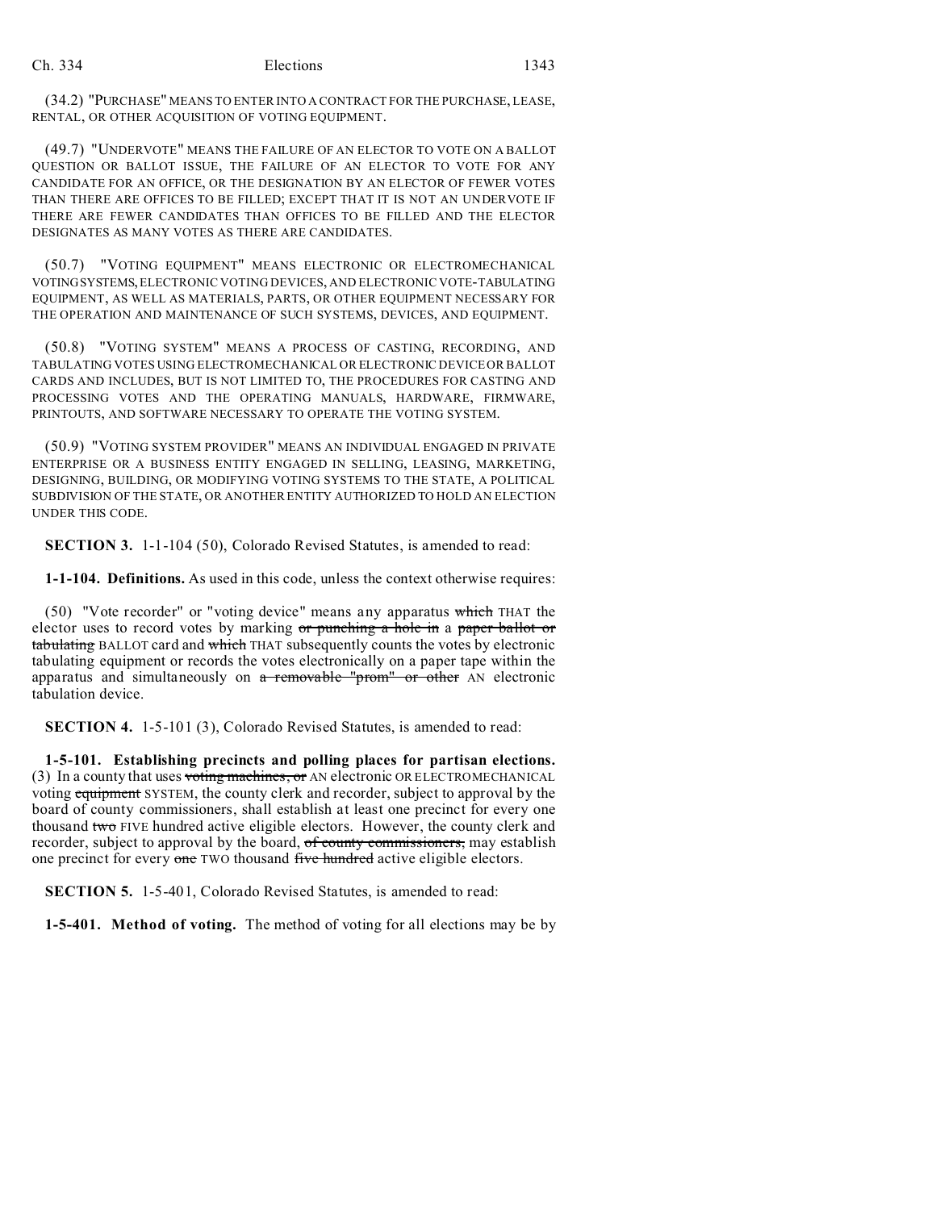(34.2) "PURCHASE" MEANS TO ENTER INTO A CONTRACT FOR THE PURCHASE, LEASE, RENTAL, OR OTHER ACQUISITION OF VOTING EQUIPMENT.

(49.7) "UNDERVOTE" MEANS THE FAILURE OF AN ELECTOR TO VOTE ON A BALLOT QUESTION OR BALLOT ISSUE, THE FAILURE OF AN ELECTOR TO VOTE FOR ANY CANDIDATE FOR AN OFFICE, OR THE DESIGNATION BY AN ELECTOR OF FEWER VOTES THAN THERE ARE OFFICES TO BE FILLED; EXCEPT THAT IT IS NOT AN UNDERVOTE IF THERE ARE FEWER CANDIDATES THAN OFFICES TO BE FILLED AND THE ELECTOR DESIGNATES AS MANY VOTES AS THERE ARE CANDIDATES.

(50.7) "VOTING EQUIPMENT" MEANS ELECTRONIC OR ELECTROMECHANICAL VOTING SYSTEMS, ELECTRONIC VOTING DEVICES, AND ELECTRONIC VOTE-TABULATING EQUIPMENT, AS WELL AS MATERIALS, PARTS, OR OTHER EQUIPMENT NECESSARY FOR THE OPERATION AND MAINTENANCE OF SUCH SYSTEMS, DEVICES, AND EQUIPMENT.

(50.8) "VOTING SYSTEM" MEANS A PROCESS OF CASTING, RECORDING, AND TABULATING VOTES USING ELECTROMECHANICAL OR ELECTRONIC DEVICE OR BALLOT CARDS AND INCLUDES, BUT IS NOT LIMITED TO, THE PROCEDURES FOR CASTING AND PROCESSING VOTES AND THE OPERATING MANUALS, HARDWARE, FIRMWARE, PRINTOUTS, AND SOFTWARE NECESSARY TO OPERATE THE VOTING SYSTEM.

(50.9) "VOTING SYSTEM PROVIDER" MEANS AN INDIVIDUAL ENGAGED IN PRIVATE ENTERPRISE OR A BUSINESS ENTITY ENGAGED IN SELLING, LEASING, MARKETING, DESIGNING, BUILDING, OR MODIFYING VOTING SYSTEMS TO THE STATE, A POLITICAL SUBDIVISION OF THE STATE, OR ANOTHER ENTITY AUTHORIZED TO HOLD AN ELECTION UNDER THIS CODE.

**SECTION 3.** 1-1-104 (50), Colorado Revised Statutes, is amended to read:

**1-1-104. Definitions.** As used in this code, unless the context otherwise requires:

(50) "Vote recorder" or "voting device" means any apparatus ~~which~~ THAT the elector uses to record votes by marking ~~or punching a hole in~~ a ~~paper ballot or tabulating~~ BALLOT card and ~~which~~ THAT subsequently counts the votes by electronic tabulating equipment or records the votes electronically on a paper tape within the apparatus and simultaneously on ~~a removable "prom" or other~~ AN electronic tabulation device.

**SECTION 4.** 1-5-101 (3), Colorado Revised Statutes, is amended to read:

**1-5-101. Establishing precincts and polling places for partisan elections.** (3) In a county that uses ~~voting machines, or~~ AN electronic OR ELECTROMECHANICAL voting ~~equipment~~ SYSTEM, the county clerk and recorder, subject to approval by the board of county commissioners, shall establish at least one precinct for every one thousand ~~two~~ FIVE hundred active eligible electors. However, the county clerk and recorder, subject to approval by the board, ~~of county commissioners,~~ may establish one precinct for every ~~one~~ TWO thousand ~~five hundred~~ active eligible electors.

**SECTION 5.** 1-5-401, Colorado Revised Statutes, is amended to read:

**1-5-401. Method of voting.** The method of voting for all elections may be by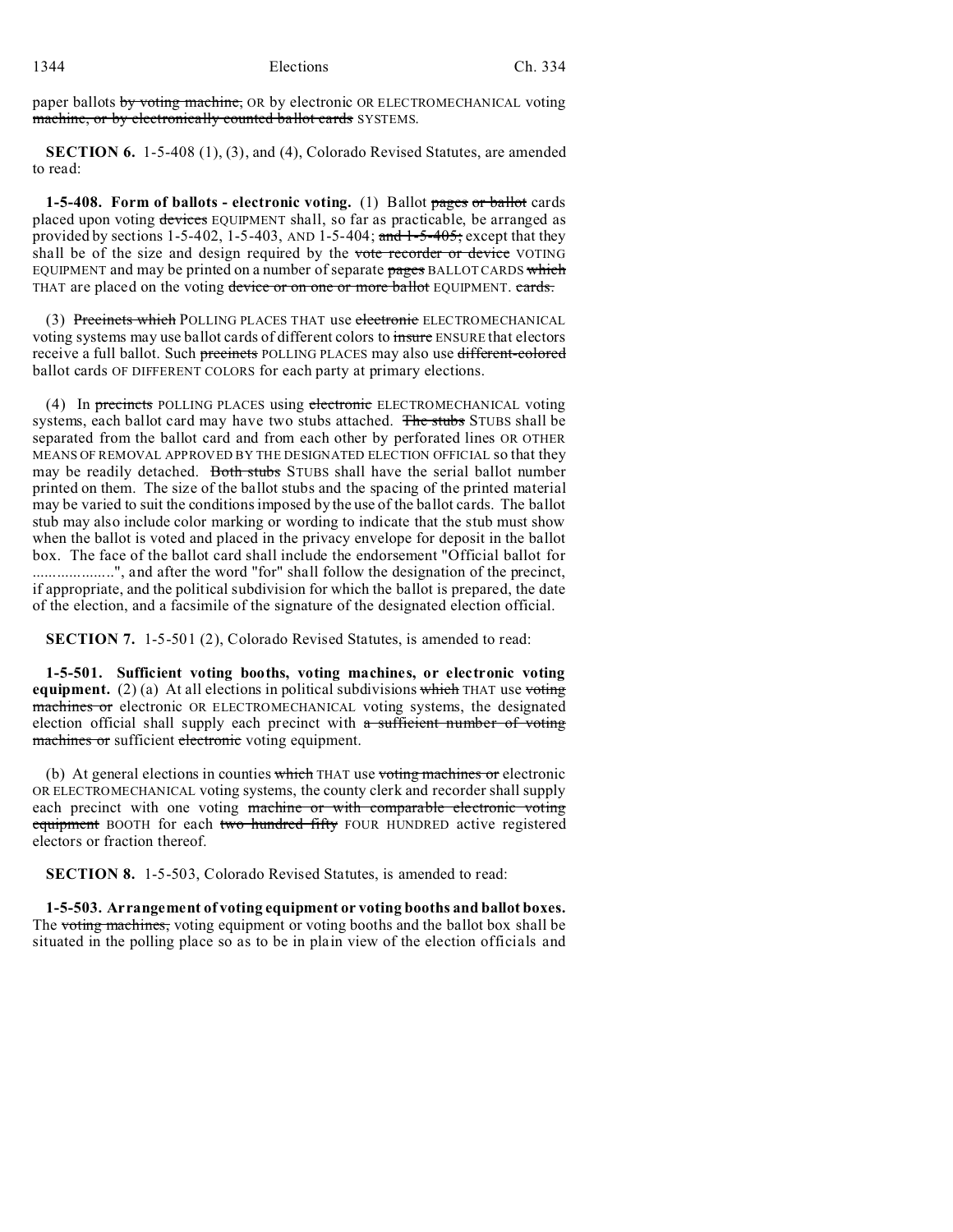paper ballots ~~by voting machine,~~ OR by electronic OR ELECTROMECHANICAL voting ~~machine, or by electronically counted ballot cards~~ SYSTEMS.

**SECTION 6.** 1-5-408 (1), (3), and (4), Colorado Revised Statutes, are amended to read:

**1-5-408. Form of ballots - electronic voting.** (1) Ballot ~~pages or ballot~~ cards placed upon voting ~~devices~~ EQUIPMENT shall, so far as practicable, be arranged as provided by sections 1-5-402, 1-5-403, AND 1-5-404; ~~and 1-5-405;~~ except that they shall be of the size and design required by the ~~vote recorder or device~~ VOTING EQUIPMENT and may be printed on a number of separate ~~pages~~ BALLOT CARDS ~~which~~ THAT are placed on the voting ~~device or on one or more ballot~~ EQUIPMENT. ~~cards.~~

(3) ~~Precincts which~~ POLLING PLACES THAT use ~~electronic~~ ELECTROMECHANICAL voting systems may use ballot cards of different colors to ~~insure~~ ENSURE that electors receive a full ballot. Such ~~precincts~~ POLLING PLACES may also use ~~different-colored~~ ballot cards OF DIFFERENT COLORS for each party at primary elections.

(4) In ~~precincts~~ POLLING PLACES using ~~electronic~~ ELECTROMECHANICAL voting systems, each ballot card may have two stubs attached. ~~The stubs~~ STUBS shall be separated from the ballot card and from each other by perforated lines OR OTHER MEANS OF REMOVAL APPROVED BY THE DESIGNATED ELECTION OFFICIAL so that they may be readily detached. ~~Both stubs~~ STUBS shall have the serial ballot number printed on them. The size of the ballot stubs and the spacing of the printed material may be varied to suit the conditions imposed by the use of the ballot cards. The ballot stub may also include color marking or wording to indicate that the stub must show when the ballot is voted and placed in the privacy envelope for deposit in the ballot box. The face of the ballot card shall include the endorsement "Official ballot for ....................", and after the word "for" shall follow the designation of the precinct, if appropriate, and the political subdivision for which the ballot is prepared, the date of the election, and a facsimile of the signature of the designated election official.

**SECTION 7.** 1-5-501 (2), Colorado Revised Statutes, is amended to read:

**1-5-501. Sufficient voting booths, voting machines, or electronic voting equipment.** (2) (a) At all elections in political subdivisions ~~which~~ THAT use ~~voting machines or~~ electronic OR ELECTROMECHANICAL voting systems, the designated election official shall supply each precinct with ~~a sufficient number of voting machines or~~ sufficient ~~electronic~~ voting equipment.

(b) At general elections in counties ~~which~~ THAT use ~~voting machines or~~ electronic OR ELECTROMECHANICAL voting systems, the county clerk and recorder shall supply each precinct with one voting ~~machine or with comparable electronic voting equipment~~ BOOTH for each ~~two hundred fifty~~ FOUR HUNDRED active registered electors or fraction thereof.

**SECTION 8.** 1-5-503, Colorado Revised Statutes, is amended to read:

**1-5-503. Arrangement of voting equipment or voting booths and ballot boxes.** The ~~voting machines,~~ voting equipment or voting booths and the ballot box shall be situated in the polling place so as to be in plain view of the election officials and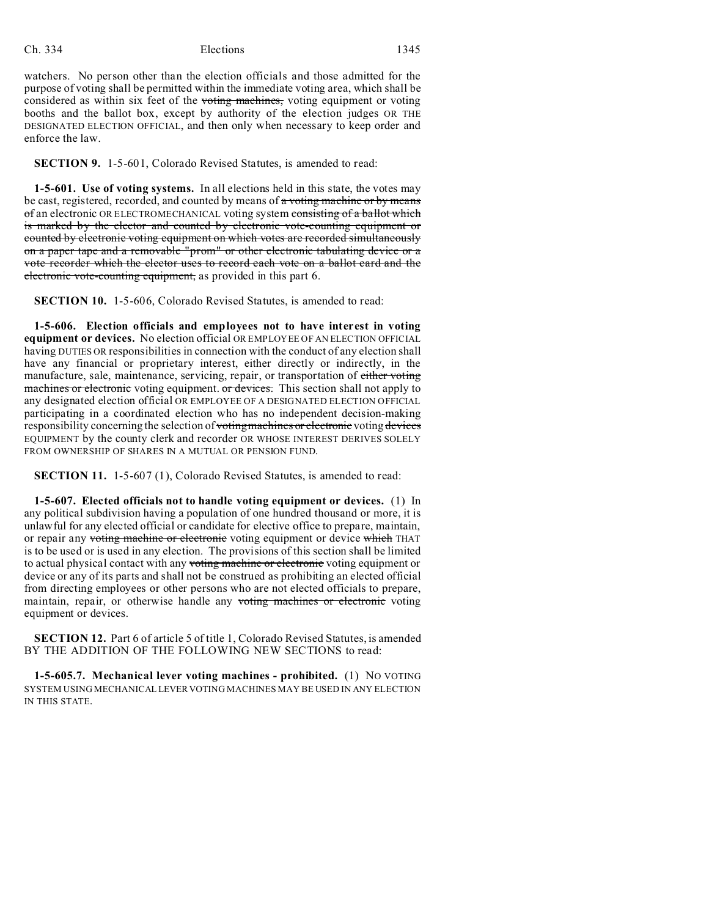watchers. No person other than the election officials and those admitted for the purpose of voting shall be permitted within the immediate voting area, which shall be considered as within six feet of the ~~voting machines,~~ voting equipment or voting booths and the ballot box, except by authority of the election judges OR THE DESIGNATED ELECTION OFFICIAL, and then only when necessary to keep order and enforce the law.

**SECTION 9.** 1-5-601, Colorado Revised Statutes, is amended to read:

**1-5-601. Use of voting systems.** In all elections held in this state, the votes may be cast, registered, recorded, and counted by means of ~~a voting machine or by means of~~ an electronic OR ELECTROMECHANICAL voting system ~~consisting of a ballot which is marked by the elector and counted by electronic vote-counting equipment or counted by electronic voting equipment on which votes are recorded simultaneously on a paper tape and a removable "prom" or other electronic tabulating device or a vote recorder which the elector uses to record each vote on a ballot card and the electronic vote-counting equipment,~~ as provided in this part 6.

**SECTION 10.** 1-5-606, Colorado Revised Statutes, is amended to read:

**1-5-606. Election officials and employees not to have interest in voting equipment or devices.** No election official OR EMPLOYEE OF AN ELECTION OFFICIAL having DUTIES OR responsibilities in connection with the conduct of any election shall have any financial or proprietary interest, either directly or indirectly, in the manufacture, sale, maintenance, servicing, repair, or transportation of ~~either voting machines or electronic~~ voting equipment. ~~or devices.~~ This section shall not apply to any designated election official OR EMPLOYEE OF A DESIGNATED ELECTION OFFICIAL participating in a coordinated election who has no independent decision-making responsibility concerning the selection of ~~voting machines or electronic~~ voting ~~devices~~ EQUIPMENT by the county clerk and recorder OR WHOSE INTEREST DERIVES SOLELY FROM OWNERSHIP OF SHARES IN A MUTUAL OR PENSION FUND.

**SECTION 11.** 1-5-607 (1), Colorado Revised Statutes, is amended to read:

**1-5-607. Elected officials not to handle voting equipment or devices.** (1) In any political subdivision having a population of one hundred thousand or more, it is unlawful for any elected official or candidate for elective office to prepare, maintain, or repair any ~~voting machine or electronic~~ voting equipment or device ~~which~~ THAT is to be used or is used in any election. The provisions of this section shall be limited to actual physical contact with any ~~voting machine or electronic~~ voting equipment or device or any of its parts and shall not be construed as prohibiting an elected official from directing employees or other persons who are not elected officials to prepare, maintain, repair, or otherwise handle any ~~voting machines or electronic~~ voting equipment or devices.

**SECTION 12.** Part 6 of article 5 of title 1, Colorado Revised Statutes, is amended BY THE ADDITION OF THE FOLLOWING NEW SECTIONS to read:

**1-5-605.7. Mechanical lever voting machines - prohibited.** (1) NO VOTING SYSTEM USING MECHANICAL LEVER VOTING MACHINES MAY BE USED IN ANY ELECTION IN THIS STATE.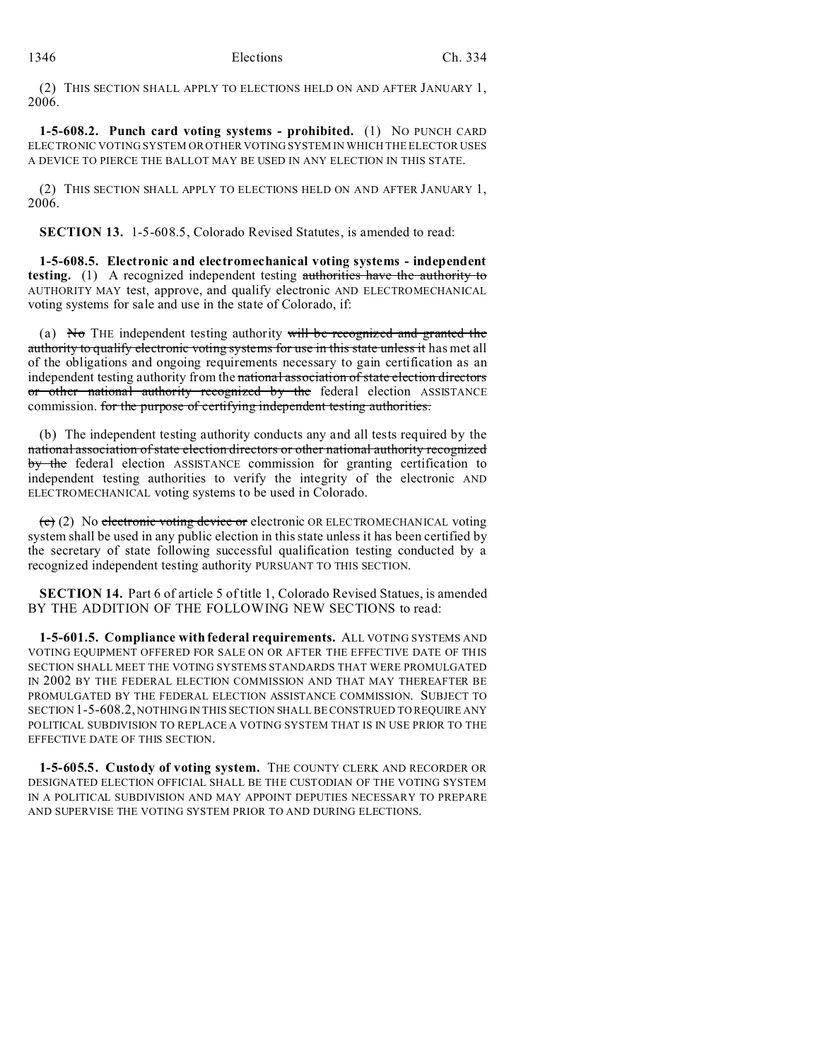(2) THIS SECTION SHALL APPLY TO ELECTIONS HELD ON AND AFTER JANUARY 1, 2006.

**1-5-608.2. Punch card voting systems - prohibited.** (1) NO PUNCH CARD ELECTRONIC VOTING SYSTEM OR OTHER VOTING SYSTEM IN WHICH THE ELECTOR USES A DEVICE TO PIERCE THE BALLOT MAY BE USED IN ANY ELECTION IN THIS STATE.

(2) THIS SECTION SHALL APPLY TO ELECTIONS HELD ON AND AFTER JANUARY 1, 2006.

**SECTION 13.** 1-5-608.5, Colorado Revised Statutes, is amended to read:

**1-5-608.5. Electronic and electromechanical voting systems - independent testing.** (1) A recognized independent testing ~~authorities have the authority to~~ AUTHORITY MAY test, approve, and qualify electronic AND ELECTROMECHANICAL voting systems for sale and use in the state of Colorado, if:

(a) ~~No~~ THE independent testing authority ~~will be recognized and granted the authority to qualify electronic voting systems for use in this state unless it~~ has met all of the obligations and ongoing requirements necessary to gain certification as an independent testing authority from the ~~national association of state election directors or other national authority recognized by the~~ federal election ASSISTANCE commission. ~~for the purpose of certifying independent testing authorities.~~

(b) The independent testing authority conducts any and all tests required by the ~~national association of state election directors or other national authority recognized by the~~ federal election ASSISTANCE commission for granting certification to independent testing authorities to verify the integrity of the electronic AND ELECTROMECHANICAL voting systems to be used in Colorado.

~~(c)~~ (2) No ~~electronic voting device or~~ electronic OR ELECTROMECHANICAL voting system shall be used in any public election in this state unless it has been certified by the secretary of state following successful qualification testing conducted by a recognized independent testing authority PURSUANT TO THIS SECTION.

**SECTION 14.** Part 6 of article 5 of title 1, Colorado Revised Statues, is amended BY THE ADDITION OF THE FOLLOWING NEW SECTIONS to read:

**1-5-601.5. Compliance with federal requirements.** ALL VOTING SYSTEMS AND VOTING EQUIPMENT OFFERED FOR SALE ON OR AFTER THE EFFECTIVE DATE OF THIS SECTION SHALL MEET THE VOTING SYSTEMS STANDARDS THAT WERE PROMULGATED IN 2002 BY THE FEDERAL ELECTION COMMISSION AND THAT MAY THEREAFTER BE PROMULGATED BY THE FEDERAL ELECTION ASSISTANCE COMMISSION. SUBJECT TO SECTION 1-5-608.2, NOTHING IN THIS SECTION SHALL BE CONSTRUED TO REQUIRE ANY POLITICAL SUBDIVISION TO REPLACE A VOTING SYSTEM THAT IS IN USE PRIOR TO THE EFFECTIVE DATE OF THIS SECTION.

**1-5-605.5. Custody of voting system.** THE COUNTY CLERK AND RECORDER OR DESIGNATED ELECTION OFFICIAL SHALL BE THE CUSTODIAN OF THE VOTING SYSTEM IN A POLITICAL SUBDIVISION AND MAY APPOINT DEPUTIES NECESSARY TO PREPARE AND SUPERVISE THE VOTING SYSTEM PRIOR TO AND DURING ELECTIONS.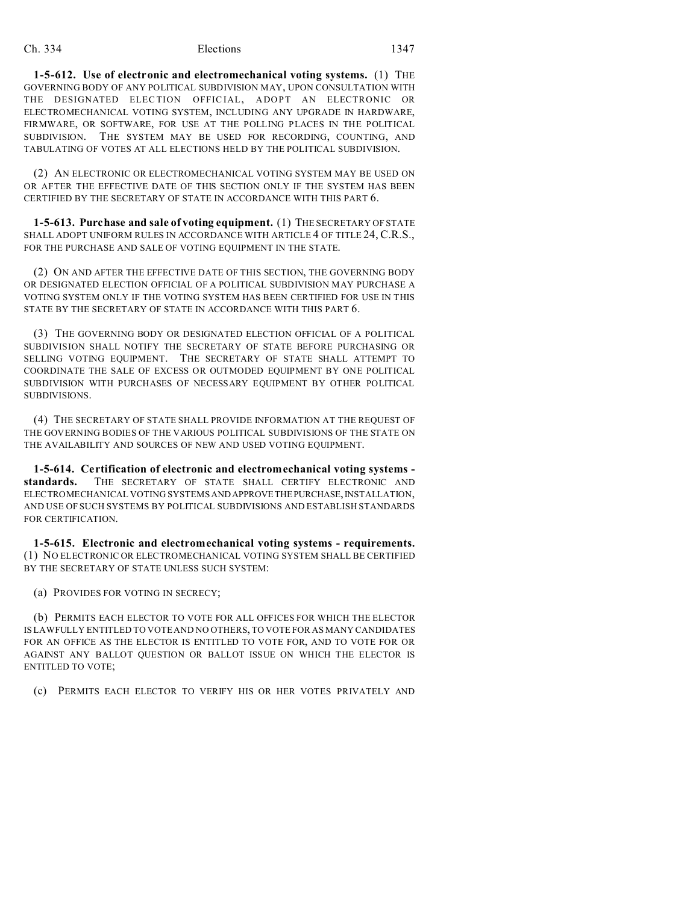**1-5-612. Use of electronic and electromechanical voting systems.** (1) THE GOVERNING BODY OF ANY POLITICAL SUBDIVISION MAY, UPON CONSULTATION WITH THE DESIGNATED ELECTION OFFICIAL, ADOPT AN ELECTRONIC OR ELECTROMECHANICAL VOTING SYSTEM, INCLUDING ANY UPGRADE IN HARDWARE, FIRMWARE, OR SOFTWARE, FOR USE AT THE POLLING PLACES IN THE POLITICAL SUBDIVISION. THE SYSTEM MAY BE USED FOR RECORDING, COUNTING, AND TABULATING OF VOTES AT ALL ELECTIONS HELD BY THE POLITICAL SUBDIVISION.

(2) AN ELECTRONIC OR ELECTROMECHANICAL VOTING SYSTEM MAY BE USED ON OR AFTER THE EFFECTIVE DATE OF THIS SECTION ONLY IF THE SYSTEM HAS BEEN CERTIFIED BY THE SECRETARY OF STATE IN ACCORDANCE WITH THIS PART 6.

**1-5-613. Purchase and sale of voting equipment.** (1) THE SECRETARY OF STATE SHALL ADOPT UNIFORM RULES IN ACCORDANCE WITH ARTICLE 4 OF TITLE 24, C.R.S., FOR THE PURCHASE AND SALE OF VOTING EQUIPMENT IN THE STATE.

(2) ON AND AFTER THE EFFECTIVE DATE OF THIS SECTION, THE GOVERNING BODY OR DESIGNATED ELECTION OFFICIAL OF A POLITICAL SUBDIVISION MAY PURCHASE A VOTING SYSTEM ONLY IF THE VOTING SYSTEM HAS BEEN CERTIFIED FOR USE IN THIS STATE BY THE SECRETARY OF STATE IN ACCORDANCE WITH THIS PART 6.

(3) THE GOVERNING BODY OR DESIGNATED ELECTION OFFICIAL OF A POLITICAL SUBDIVISION SHALL NOTIFY THE SECRETARY OF STATE BEFORE PURCHASING OR SELLING VOTING EQUIPMENT. THE SECRETARY OF STATE SHALL ATTEMPT TO COORDINATE THE SALE OF EXCESS OR OUTMODED EQUIPMENT BY ONE POLITICAL SUBDIVISION WITH PURCHASES OF NECESSARY EQUIPMENT BY OTHER POLITICAL SUBDIVISIONS.

(4) THE SECRETARY OF STATE SHALL PROVIDE INFORMATION AT THE REQUEST OF THE GOVERNING BODIES OF THE VARIOUS POLITICAL SUBDIVISIONS OF THE STATE ON THE AVAILABILITY AND SOURCES OF NEW AND USED VOTING EQUIPMENT.

**1-5-614. Certification of electronic and electromechanical voting systems - standards.** THE SECRETARY OF STATE SHALL CERTIFY ELECTRONIC AND ELECTROMECHANICAL VOTING SYSTEMS AND APPROVE THE PURCHASE, INSTALLATION, AND USE OF SUCH SYSTEMS BY POLITICAL SUBDIVISIONS AND ESTABLISH STANDARDS FOR CERTIFICATION.

**1-5-615. Electronic and electromechanical voting systems - requirements.** (1) NO ELECTRONIC OR ELECTROMECHANICAL VOTING SYSTEM SHALL BE CERTIFIED BY THE SECRETARY OF STATE UNLESS SUCH SYSTEM:

(a) PROVIDES FOR VOTING IN SECRECY;

(b) PERMITS EACH ELECTOR TO VOTE FOR ALL OFFICES FOR WHICH THE ELECTOR IS LAWFULLY ENTITLED TO VOTE AND NO OTHERS, TO VOTE FOR AS MANY CANDIDATES FOR AN OFFICE AS THE ELECTOR IS ENTITLED TO VOTE FOR, AND TO VOTE FOR OR AGAINST ANY BALLOT QUESTION OR BALLOT ISSUE ON WHICH THE ELECTOR IS ENTITLED TO VOTE;

(c) PERMITS EACH ELECTOR TO VERIFY HIS OR HER VOTES PRIVATELY AND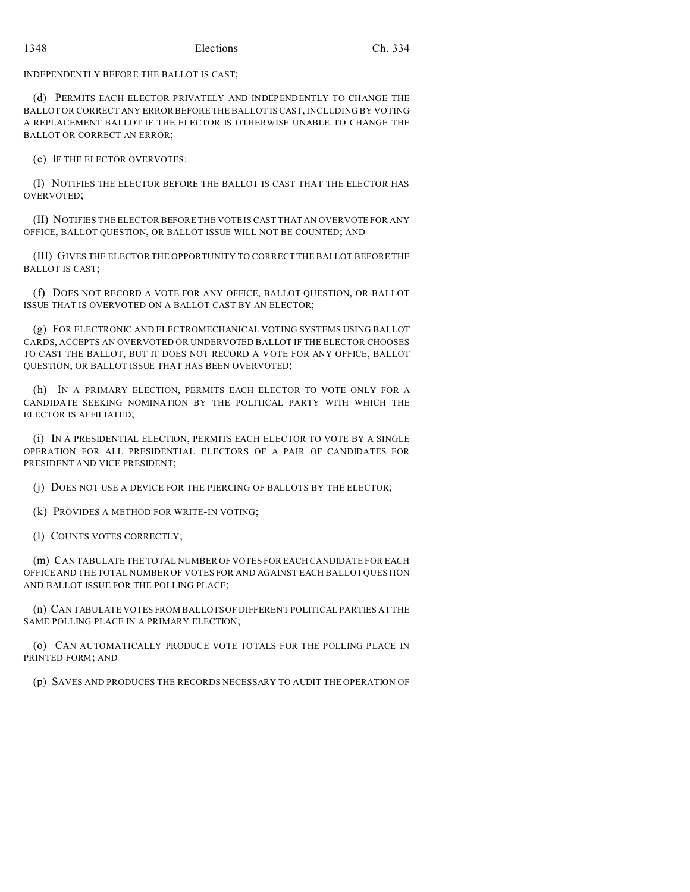INDEPENDENTLY BEFORE THE BALLOT IS CAST;

(d) PERMITS EACH ELECTOR PRIVATELY AND INDEPENDENTLY TO CHANGE THE BALLOT OR CORRECT ANY ERROR BEFORE THE BALLOT IS CAST, INCLUDING BY VOTING A REPLACEMENT BALLOT IF THE ELECTOR IS OTHERWISE UNABLE TO CHANGE THE BALLOT OR CORRECT AN ERROR;

(e) IF THE ELECTOR OVERVOTES:

(I) NOTIFIES THE ELECTOR BEFORE THE BALLOT IS CAST THAT THE ELECTOR HAS OVERVOTED;

(II) NOTIFIES THE ELECTOR BEFORE THE VOTE IS CAST THAT AN OVERVOTE FOR ANY OFFICE, BALLOT QUESTION, OR BALLOT ISSUE WILL NOT BE COUNTED; AND

(III) GIVES THE ELECTOR THE OPPORTUNITY TO CORRECT THE BALLOT BEFORE THE BALLOT IS CAST;

(f) DOES NOT RECORD A VOTE FOR ANY OFFICE, BALLOT QUESTION, OR BALLOT ISSUE THAT IS OVERVOTED ON A BALLOT CAST BY AN ELECTOR;

(g) FOR ELECTRONIC AND ELECTROMECHANICAL VOTING SYSTEMS USING BALLOT CARDS, ACCEPTS AN OVERVOTED OR UNDERVOTED BALLOT IF THE ELECTOR CHOOSES TO CAST THE BALLOT, BUT IT DOES NOT RECORD A VOTE FOR ANY OFFICE, BALLOT QUESTION, OR BALLOT ISSUE THAT HAS BEEN OVERVOTED;

(h) IN A PRIMARY ELECTION, PERMITS EACH ELECTOR TO VOTE ONLY FOR A CANDIDATE SEEKING NOMINATION BY THE POLITICAL PARTY WITH WHICH THE ELECTOR IS AFFILIATED;

(i) IN A PRESIDENTIAL ELECTION, PERMITS EACH ELECTOR TO VOTE BY A SINGLE OPERATION FOR ALL PRESIDENTIAL ELECTORS OF A PAIR OF CANDIDATES FOR PRESIDENT AND VICE PRESIDENT;

(j) DOES NOT USE A DEVICE FOR THE PIERCING OF BALLOTS BY THE ELECTOR;

(k) PROVIDES A METHOD FOR WRITE-IN VOTING;

(l) COUNTS VOTES CORRECTLY;

(m) CAN TABULATE THE TOTAL NUMBER OF VOTES FOR EACH CANDIDATE FOR EACH OFFICE AND THE TOTAL NUMBER OF VOTES FOR AND AGAINST EACH BALLOT QUESTION AND BALLOT ISSUE FOR THE POLLING PLACE;

(n) CAN TABULATE VOTES FROM BALLOTS OF DIFFERENT POLITICAL PARTIES AT THE SAME POLLING PLACE IN A PRIMARY ELECTION;

(o) CAN AUTOMATICALLY PRODUCE VOTE TOTALS FOR THE POLLING PLACE IN PRINTED FORM; AND

(p) SAVES AND PRODUCES THE RECORDS NECESSARY TO AUDIT THE OPERATION OF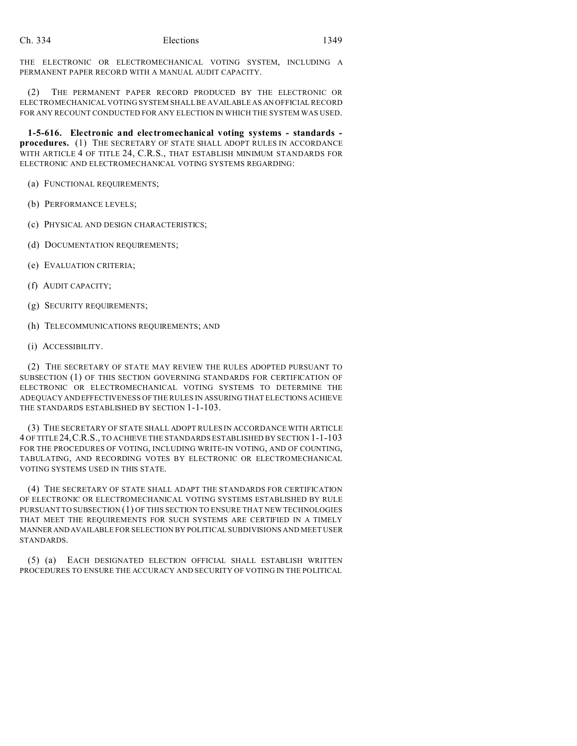THE ELECTRONIC OR ELECTROMECHANICAL VOTING SYSTEM, INCLUDING A PERMANENT PAPER RECORD WITH A MANUAL AUDIT CAPACITY.

(2) THE PERMANENT PAPER RECORD PRODUCED BY THE ELECTRONIC OR ELECTROMECHANICAL VOTING SYSTEM SHALL BE AVAILABLE AS AN OFFICIAL RECORD FOR ANY RECOUNT CONDUCTED FOR ANY ELECTION IN WHICH THE SYSTEM WAS USED.

**1-5-616. Electronic and electromechanical voting systems - standards - procedures.** (1) THE SECRETARY OF STATE SHALL ADOPT RULES IN ACCORDANCE WITH ARTICLE 4 OF TITLE 24, C.R.S., THAT ESTABLISH MINIMUM STANDARDS FOR ELECTRONIC AND ELECTROMECHANICAL VOTING SYSTEMS REGARDING:

(a) FUNCTIONAL REQUIREMENTS;

(b) PERFORMANCE LEVELS;

(c) PHYSICAL AND DESIGN CHARACTERISTICS;

(d) DOCUMENTATION REQUIREMENTS;

(e) EVALUATION CRITERIA;

(f) AUDIT CAPACITY;

(g) SECURITY REQUIREMENTS;

(h) TELECOMMUNICATIONS REQUIREMENTS; AND

(i) ACCESSIBILITY.

(2) THE SECRETARY OF STATE MAY REVIEW THE RULES ADOPTED PURSUANT TO SUBSECTION (1) OF THIS SECTION GOVERNING STANDARDS FOR CERTIFICATION OF ELECTRONIC OR ELECTROMECHANICAL VOTING SYSTEMS TO DETERMINE THE ADEQUACY AND EFFECTIVENESS OF THE RULES IN ASSURING THAT ELECTIONS ACHIEVE THE STANDARDS ESTABLISHED BY SECTION 1-1-103.

(3) THE SECRETARY OF STATE SHALL ADOPT RULES IN ACCORDANCE WITH ARTICLE 4 OF TITLE 24, C.R.S., TO ACHIEVE THE STANDARDS ESTABLISHED BY SECTION 1-1-103 FOR THE PROCEDURES OF VOTING, INCLUDING WRITE-IN VOTING, AND OF COUNTING, TABULATING, AND RECORDING VOTES BY ELECTRONIC OR ELECTROMECHANICAL VOTING SYSTEMS USED IN THIS STATE.

(4) THE SECRETARY OF STATE SHALL ADAPT THE STANDARDS FOR CERTIFICATION OF ELECTRONIC OR ELECTROMECHANICAL VOTING SYSTEMS ESTABLISHED BY RULE PURSUANT TO SUBSECTION (1) OF THIS SECTION TO ENSURE THAT NEW TECHNOLOGIES THAT MEET THE REQUIREMENTS FOR SUCH SYSTEMS ARE CERTIFIED IN A TIMELY MANNER AND AVAILABLE FOR SELECTION BY POLITICAL SUBDIVISIONS AND MEET USER STANDARDS.

(5) (a) EACH DESIGNATED ELECTION OFFICIAL SHALL ESTABLISH WRITTEN PROCEDURES TO ENSURE THE ACCURACY AND SECURITY OF VOTING IN THE POLITICAL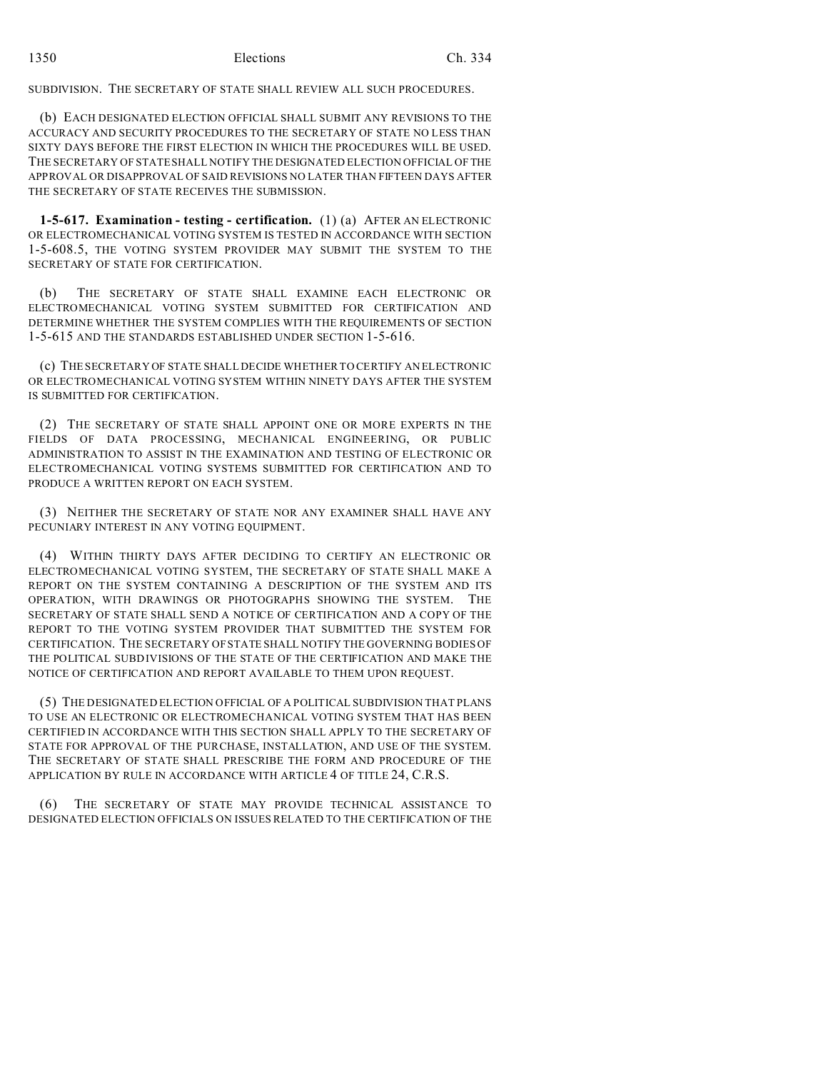SUBDIVISION. THE SECRETARY OF STATE SHALL REVIEW ALL SUCH PROCEDURES.

(b) EACH DESIGNATED ELECTION OFFICIAL SHALL SUBMIT ANY REVISIONS TO THE ACCURACY AND SECURITY PROCEDURES TO THE SECRETARY OF STATE NO LESS THAN SIXTY DAYS BEFORE THE FIRST ELECTION IN WHICH THE PROCEDURES WILL BE USED. THE SECRETARY OF STATE SHALL NOTIFY THE DESIGNATED ELECTION OFFICIAL OF THE APPROVAL OR DISAPPROVAL OF SAID REVISIONS NO LATER THAN FIFTEEN DAYS AFTER THE SECRETARY OF STATE RECEIVES THE SUBMISSION.

**1-5-617. Examination - testing - certification.** (1) (a) AFTER AN ELECTRONIC OR ELECTROMECHANICAL VOTING SYSTEM IS TESTED IN ACCORDANCE WITH SECTION 1-5-608.5, THE VOTING SYSTEM PROVIDER MAY SUBMIT THE SYSTEM TO THE SECRETARY OF STATE FOR CERTIFICATION.

(b) THE SECRETARY OF STATE SHALL EXAMINE EACH ELECTRONIC OR ELECTROMECHANICAL VOTING SYSTEM SUBMITTED FOR CERTIFICATION AND DETERMINE WHETHER THE SYSTEM COMPLIES WITH THE REQUIREMENTS OF SECTION 1-5-615 AND THE STANDARDS ESTABLISHED UNDER SECTION 1-5-616.

(c) THE SECRETARY OF STATE SHALL DECIDE WHETHER TO CERTIFY AN ELECTRONIC OR ELECTROMECHANICAL VOTING SYSTEM WITHIN NINETY DAYS AFTER THE SYSTEM IS SUBMITTED FOR CERTIFICATION.

(2) THE SECRETARY OF STATE SHALL APPOINT ONE OR MORE EXPERTS IN THE FIELDS OF DATA PROCESSING, MECHANICAL ENGINEERING, OR PUBLIC ADMINISTRATION TO ASSIST IN THE EXAMINATION AND TESTING OF ELECTRONIC OR ELECTROMECHANICAL VOTING SYSTEMS SUBMITTED FOR CERTIFICATION AND TO PRODUCE A WRITTEN REPORT ON EACH SYSTEM.

(3) NEITHER THE SECRETARY OF STATE NOR ANY EXAMINER SHALL HAVE ANY PECUNIARY INTEREST IN ANY VOTING EQUIPMENT.

(4) WITHIN THIRTY DAYS AFTER DECIDING TO CERTIFY AN ELECTRONIC OR ELECTROMECHANICAL VOTING SYSTEM, THE SECRETARY OF STATE SHALL MAKE A REPORT ON THE SYSTEM CONTAINING A DESCRIPTION OF THE SYSTEM AND ITS OPERATION, WITH DRAWINGS OR PHOTOGRAPHS SHOWING THE SYSTEM. THE SECRETARY OF STATE SHALL SEND A NOTICE OF CERTIFICATION AND A COPY OF THE REPORT TO THE VOTING SYSTEM PROVIDER THAT SUBMITTED THE SYSTEM FOR CERTIFICATION. THE SECRETARY OF STATE SHALL NOTIFY THE GOVERNING BODIES OF THE POLITICAL SUBDIVISIONS OF THE STATE OF THE CERTIFICATION AND MAKE THE NOTICE OF CERTIFICATION AND REPORT AVAILABLE TO THEM UPON REQUEST.

(5) THE DESIGNATED ELECTION OFFICIAL OF A POLITICAL SUBDIVISION THAT PLANS TO USE AN ELECTRONIC OR ELECTROMECHANICAL VOTING SYSTEM THAT HAS BEEN CERTIFIED IN ACCORDANCE WITH THIS SECTION SHALL APPLY TO THE SECRETARY OF STATE FOR APPROVAL OF THE PURCHASE, INSTALLATION, AND USE OF THE SYSTEM. THE SECRETARY OF STATE SHALL PRESCRIBE THE FORM AND PROCEDURE OF THE APPLICATION BY RULE IN ACCORDANCE WITH ARTICLE 4 OF TITLE 24, C.R.S.

(6) THE SECRETARY OF STATE MAY PROVIDE TECHNICAL ASSISTANCE TO DESIGNATED ELECTION OFFICIALS ON ISSUES RELATED TO THE CERTIFICATION OF THE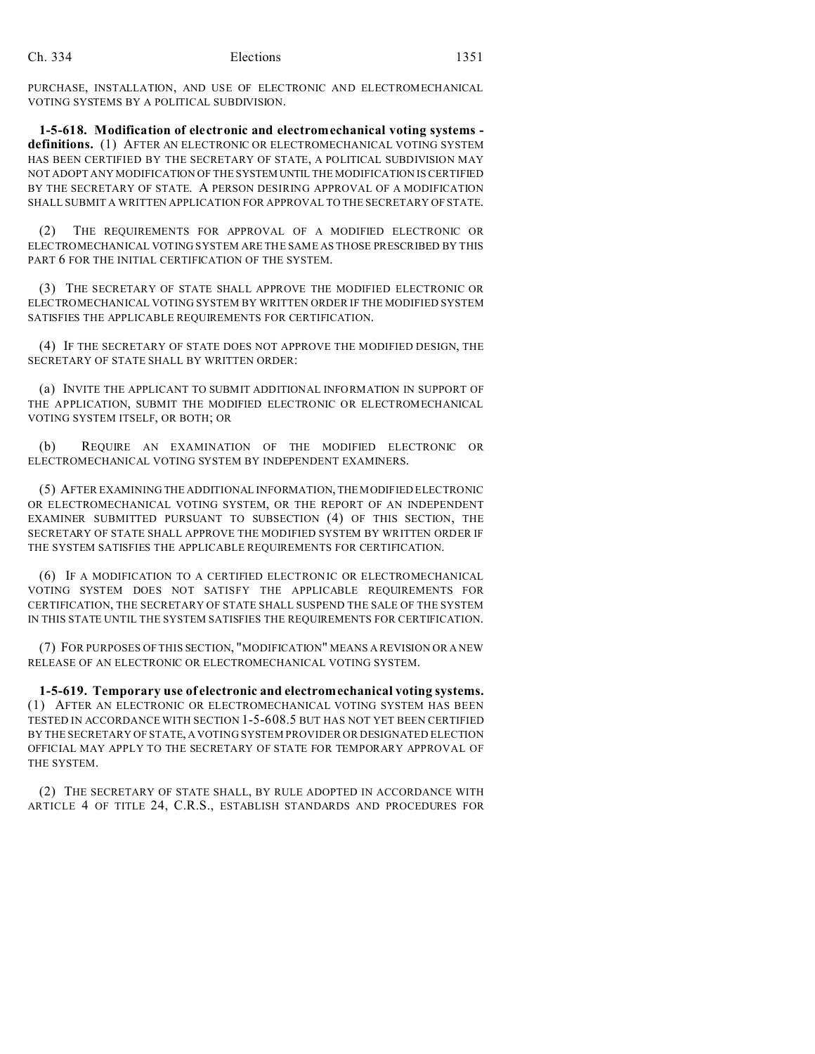PURCHASE, INSTALLATION, AND USE OF ELECTRONIC AND ELECTROMECHANICAL VOTING SYSTEMS BY A POLITICAL SUBDIVISION.

**1-5-618. Modification of electronic and electromechanical voting systems - definitions.** (1) AFTER AN ELECTRONIC OR ELECTROMECHANICAL VOTING SYSTEM HAS BEEN CERTIFIED BY THE SECRETARY OF STATE, A POLITICAL SUBDIVISION MAY NOT ADOPT ANY MODIFICATION OF THE SYSTEM UNTIL THE MODIFICATION IS CERTIFIED BY THE SECRETARY OF STATE. A PERSON DESIRING APPROVAL OF A MODIFICATION SHALL SUBMIT A WRITTEN APPLICATION FOR APPROVAL TO THE SECRETARY OF STATE.

(2) THE REQUIREMENTS FOR APPROVAL OF A MODIFIED ELECTRONIC OR ELECTROMECHANICAL VOTING SYSTEM ARE THE SAME AS THOSE PRESCRIBED BY THIS PART 6 FOR THE INITIAL CERTIFICATION OF THE SYSTEM.

(3) THE SECRETARY OF STATE SHALL APPROVE THE MODIFIED ELECTRONIC OR ELECTROMECHANICAL VOTING SYSTEM BY WRITTEN ORDER IF THE MODIFIED SYSTEM SATISFIES THE APPLICABLE REQUIREMENTS FOR CERTIFICATION.

(4) IF THE SECRETARY OF STATE DOES NOT APPROVE THE MODIFIED DESIGN, THE SECRETARY OF STATE SHALL BY WRITTEN ORDER:

(a) INVITE THE APPLICANT TO SUBMIT ADDITIONAL INFORMATION IN SUPPORT OF THE APPLICATION, SUBMIT THE MODIFIED ELECTRONIC OR ELECTROMECHANICAL VOTING SYSTEM ITSELF, OR BOTH; OR

(b) REQUIRE AN EXAMINATION OF THE MODIFIED ELECTRONIC OR ELECTROMECHANICAL VOTING SYSTEM BY INDEPENDENT EXAMINERS.

(5) AFTER EXAMINING THE ADDITIONAL INFORMATION, THE MODIFIED ELECTRONIC OR ELECTROMECHANICAL VOTING SYSTEM, OR THE REPORT OF AN INDEPENDENT EXAMINER SUBMITTED PURSUANT TO SUBSECTION (4) OF THIS SECTION, THE SECRETARY OF STATE SHALL APPROVE THE MODIFIED SYSTEM BY WRITTEN ORDER IF THE SYSTEM SATISFIES THE APPLICABLE REQUIREMENTS FOR CERTIFICATION.

(6) IF A MODIFICATION TO A CERTIFIED ELECTRONIC OR ELECTROMECHANICAL VOTING SYSTEM DOES NOT SATISFY THE APPLICABLE REQUIREMENTS FOR CERTIFICATION, THE SECRETARY OF STATE SHALL SUSPEND THE SALE OF THE SYSTEM IN THIS STATE UNTIL THE SYSTEM SATISFIES THE REQUIREMENTS FOR CERTIFICATION.

(7) FOR PURPOSES OF THIS SECTION, "MODIFICATION" MEANS A REVISION OR A NEW RELEASE OF AN ELECTRONIC OR ELECTROMECHANICAL VOTING SYSTEM.

**1-5-619. Temporary use of electronic and electromechanical voting systems.** (1) AFTER AN ELECTRONIC OR ELECTROMECHANICAL VOTING SYSTEM HAS BEEN TESTED IN ACCORDANCE WITH SECTION 1-5-608.5 BUT HAS NOT YET BEEN CERTIFIED BY THE SECRETARY OF STATE, A VOTING SYSTEM PROVIDER OR DESIGNATED ELECTION OFFICIAL MAY APPLY TO THE SECRETARY OF STATE FOR TEMPORARY APPROVAL OF THE SYSTEM.

(2) THE SECRETARY OF STATE SHALL, BY RULE ADOPTED IN ACCORDANCE WITH ARTICLE 4 OF TITLE 24, C.R.S., ESTABLISH STANDARDS AND PROCEDURES FOR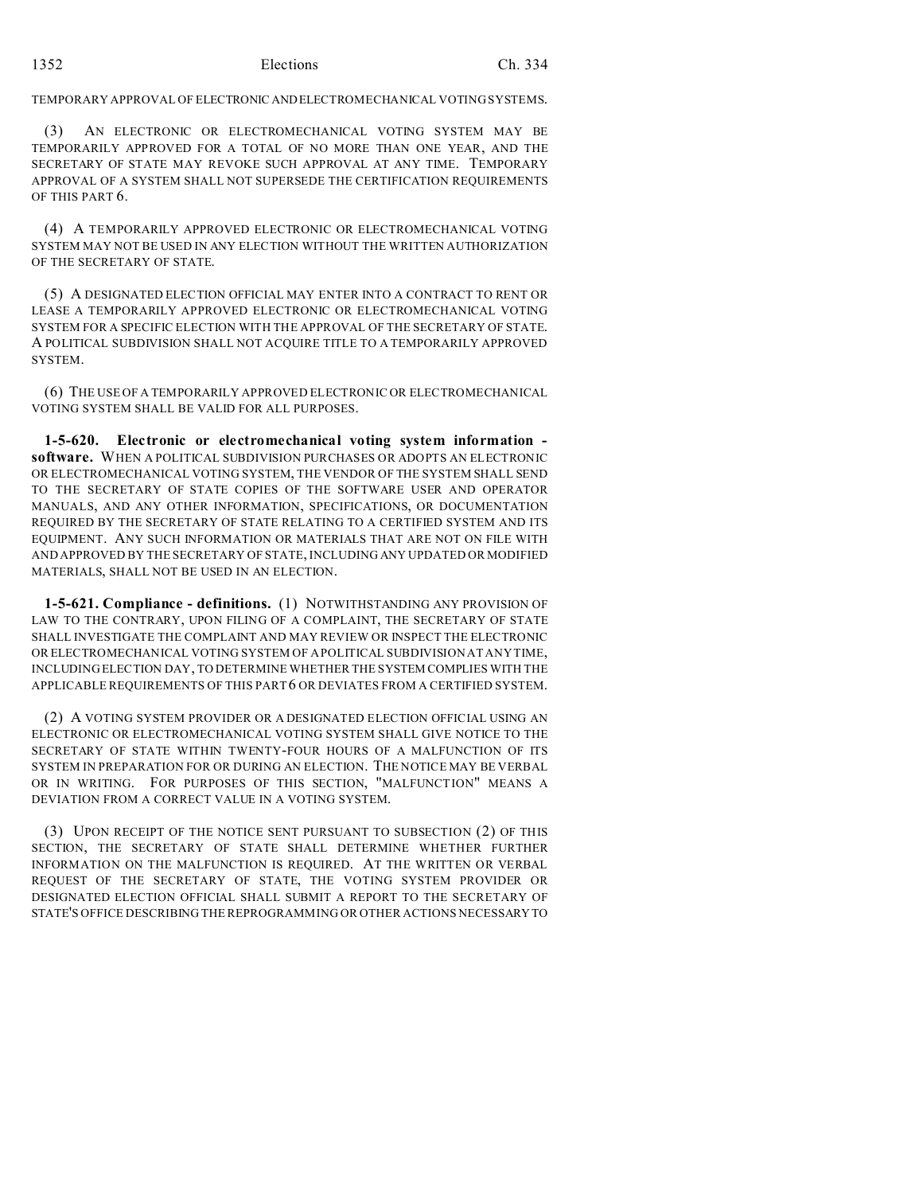TEMPORARY APPROVAL OF ELECTRONIC AND ELECTROMECHANICAL VOTING SYSTEMS.

(3) AN ELECTRONIC OR ELECTROMECHANICAL VOTING SYSTEM MAY BE TEMPORARILY APPROVED FOR A TOTAL OF NO MORE THAN ONE YEAR, AND THE SECRETARY OF STATE MAY REVOKE SUCH APPROVAL AT ANY TIME. TEMPORARY APPROVAL OF A SYSTEM SHALL NOT SUPERSEDE THE CERTIFICATION REQUIREMENTS OF THIS PART 6.

(4) A TEMPORARILY APPROVED ELECTRONIC OR ELECTROMECHANICAL VOTING SYSTEM MAY NOT BE USED IN ANY ELECTION WITHOUT THE WRITTEN AUTHORIZATION OF THE SECRETARY OF STATE.

(5) A DESIGNATED ELECTION OFFICIAL MAY ENTER INTO A CONTRACT TO RENT OR LEASE A TEMPORARILY APPROVED ELECTRONIC OR ELECTROMECHANICAL VOTING SYSTEM FOR A SPECIFIC ELECTION WITH THE APPROVAL OF THE SECRETARY OF STATE. A POLITICAL SUBDIVISION SHALL NOT ACQUIRE TITLE TO A TEMPORARILY APPROVED SYSTEM.

(6) THE USE OF A TEMPORARILY APPROVED ELECTRONIC OR ELECTROMECHANICAL VOTING SYSTEM SHALL BE VALID FOR ALL PURPOSES.

**1-5-620. Electronic or electromechanical voting system information - software.** WHEN A POLITICAL SUBDIVISION PURCHASES OR ADOPTS AN ELECTRONIC OR ELECTROMECHANICAL VOTING SYSTEM, THE VENDOR OF THE SYSTEM SHALL SEND TO THE SECRETARY OF STATE COPIES OF THE SOFTWARE USER AND OPERATOR MANUALS, AND ANY OTHER INFORMATION, SPECIFICATIONS, OR DOCUMENTATION REQUIRED BY THE SECRETARY OF STATE RELATING TO A CERTIFIED SYSTEM AND ITS EQUIPMENT. ANY SUCH INFORMATION OR MATERIALS THAT ARE NOT ON FILE WITH AND APPROVED BY THE SECRETARY OF STATE, INCLUDING ANY UPDATED OR MODIFIED MATERIALS, SHALL NOT BE USED IN AN ELECTION.

**1-5-621. Compliance - definitions.** (1) NOTWITHSTANDING ANY PROVISION OF LAW TO THE CONTRARY, UPON FILING OF A COMPLAINT, THE SECRETARY OF STATE SHALL INVESTIGATE THE COMPLAINT AND MAY REVIEW OR INSPECT THE ELECTRONIC OR ELECTROMECHANICAL VOTING SYSTEM OF A POLITICAL SUBDIVISION AT ANY TIME, INCLUDING ELECTION DAY, TO DETERMINE WHETHER THE SYSTEM COMPLIES WITH THE APPLICABLE REQUIREMENTS OF THIS PART 6 OR DEVIATES FROM A CERTIFIED SYSTEM.

(2) A VOTING SYSTEM PROVIDER OR A DESIGNATED ELECTION OFFICIAL USING AN ELECTRONIC OR ELECTROMECHANICAL VOTING SYSTEM SHALL GIVE NOTICE TO THE SECRETARY OF STATE WITHIN TWENTY-FOUR HOURS OF A MALFUNCTION OF ITS SYSTEM IN PREPARATION FOR OR DURING AN ELECTION. THE NOTICE MAY BE VERBAL OR IN WRITING. FOR PURPOSES OF THIS SECTION, "MALFUNCTION" MEANS A DEVIATION FROM A CORRECT VALUE IN A VOTING SYSTEM.

(3) UPON RECEIPT OF THE NOTICE SENT PURSUANT TO SUBSECTION (2) OF THIS SECTION, THE SECRETARY OF STATE SHALL DETERMINE WHETHER FURTHER INFORMATION ON THE MALFUNCTION IS REQUIRED. AT THE WRITTEN OR VERBAL REQUEST OF THE SECRETARY OF STATE, THE VOTING SYSTEM PROVIDER OR DESIGNATED ELECTION OFFICIAL SHALL SUBMIT A REPORT TO THE SECRETARY OF STATE'S OFFICE DESCRIBING THE REPROGRAMMING OR OTHER ACTIONS NECESSARY TO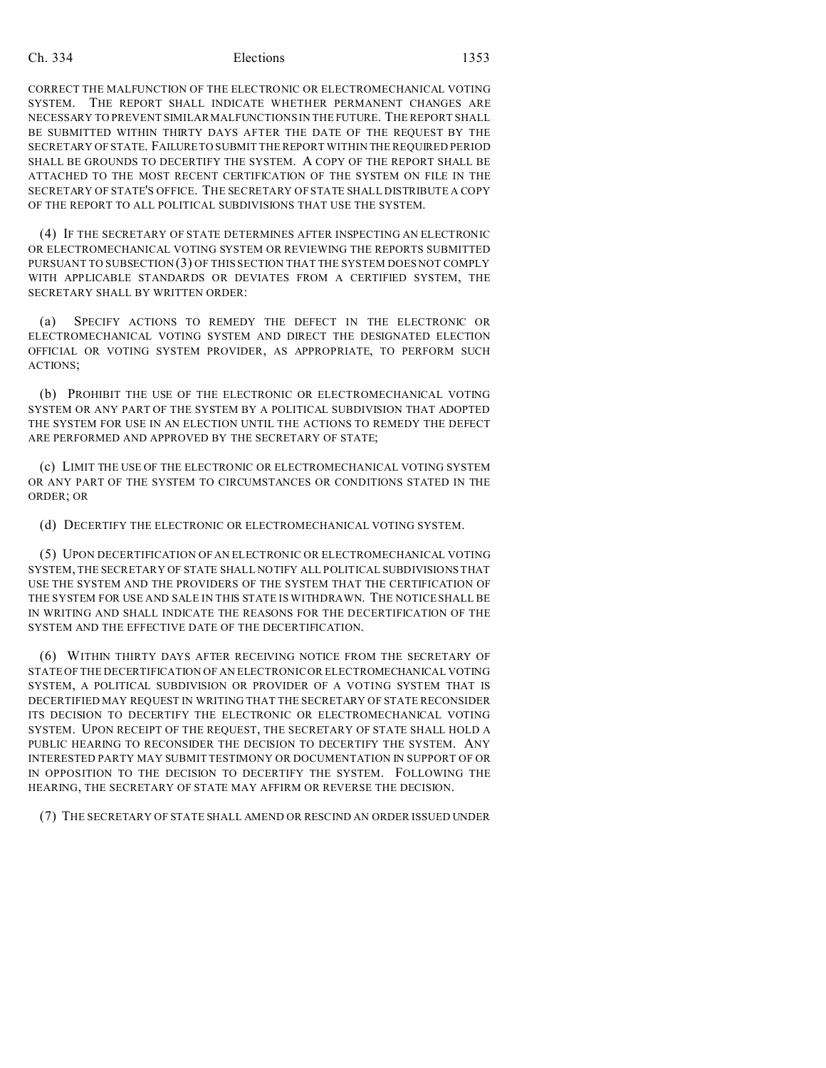CORRECT THE MALFUNCTION OF THE ELECTRONIC OR ELECTROMECHANICAL VOTING SYSTEM. THE REPORT SHALL INDICATE WHETHER PERMANENT CHANGES ARE NECESSARY TO PREVENT SIMILAR MALFUNCTIONS IN THE FUTURE. THE REPORT SHALL BE SUBMITTED WITHIN THIRTY DAYS AFTER THE DATE OF THE REQUEST BY THE SECRETARY OF STATE. FAILURE TO SUBMIT THE REPORT WITHIN THE REQUIRED PERIOD SHALL BE GROUNDS TO DECERTIFY THE SYSTEM. A COPY OF THE REPORT SHALL BE ATTACHED TO THE MOST RECENT CERTIFICATION OF THE SYSTEM ON FILE IN THE SECRETARY OF STATE'S OFFICE. THE SECRETARY OF STATE SHALL DISTRIBUTE A COPY OF THE REPORT TO ALL POLITICAL SUBDIVISIONS THAT USE THE SYSTEM.

(4) IF THE SECRETARY OF STATE DETERMINES AFTER INSPECTING AN ELECTRONIC OR ELECTROMECHANICAL VOTING SYSTEM OR REVIEWING THE REPORTS SUBMITTED PURSUANT TO SUBSECTION (3) OF THIS SECTION THAT THE SYSTEM DOES NOT COMPLY WITH APPLICABLE STANDARDS OR DEVIATES FROM A CERTIFIED SYSTEM, THE SECRETARY SHALL BY WRITTEN ORDER:

(a) SPECIFY ACTIONS TO REMEDY THE DEFECT IN THE ELECTRONIC OR ELECTROMECHANICAL VOTING SYSTEM AND DIRECT THE DESIGNATED ELECTION OFFICIAL OR VOTING SYSTEM PROVIDER, AS APPROPRIATE, TO PERFORM SUCH ACTIONS;

(b) PROHIBIT THE USE OF THE ELECTRONIC OR ELECTROMECHANICAL VOTING SYSTEM OR ANY PART OF THE SYSTEM BY A POLITICAL SUBDIVISION THAT ADOPTED THE SYSTEM FOR USE IN AN ELECTION UNTIL THE ACTIONS TO REMEDY THE DEFECT ARE PERFORMED AND APPROVED BY THE SECRETARY OF STATE;

(c) LIMIT THE USE OF THE ELECTRONIC OR ELECTROMECHANICAL VOTING SYSTEM OR ANY PART OF THE SYSTEM TO CIRCUMSTANCES OR CONDITIONS STATED IN THE ORDER; OR

(d) DECERTIFY THE ELECTRONIC OR ELECTROMECHANICAL VOTING SYSTEM.

(5) UPON DECERTIFICATION OF AN ELECTRONIC OR ELECTROMECHANICAL VOTING SYSTEM, THE SECRETARY OF STATE SHALL NOTIFY ALL POLITICAL SUBDIVISIONS THAT USE THE SYSTEM AND THE PROVIDERS OF THE SYSTEM THAT THE CERTIFICATION OF THE SYSTEM FOR USE AND SALE IN THIS STATE IS WITHDRAWN. THE NOTICE SHALL BE IN WRITING AND SHALL INDICATE THE REASONS FOR THE DECERTIFICATION OF THE SYSTEM AND THE EFFECTIVE DATE OF THE DECERTIFICATION.

(6) WITHIN THIRTY DAYS AFTER RECEIVING NOTICE FROM THE SECRETARY OF STATE OF THE DECERTIFICATION OF AN ELECTRONIC OR ELECTROMECHANICAL VOTING SYSTEM, A POLITICAL SUBDIVISION OR PROVIDER OF A VOTING SYSTEM THAT IS DECERTIFIED MAY REQUEST IN WRITING THAT THE SECRETARY OF STATE RECONSIDER ITS DECISION TO DECERTIFY THE ELECTRONIC OR ELECTROMECHANICAL VOTING SYSTEM. UPON RECEIPT OF THE REQUEST, THE SECRETARY OF STATE SHALL HOLD A PUBLIC HEARING TO RECONSIDER THE DECISION TO DECERTIFY THE SYSTEM. ANY INTERESTED PARTY MAY SUBMIT TESTIMONY OR DOCUMENTATION IN SUPPORT OF OR IN OPPOSITION TO THE DECISION TO DECERTIFY THE SYSTEM. FOLLOWING THE HEARING, THE SECRETARY OF STATE MAY AFFIRM OR REVERSE THE DECISION.

(7) THE SECRETARY OF STATE SHALL AMEND OR RESCIND AN ORDER ISSUED UNDER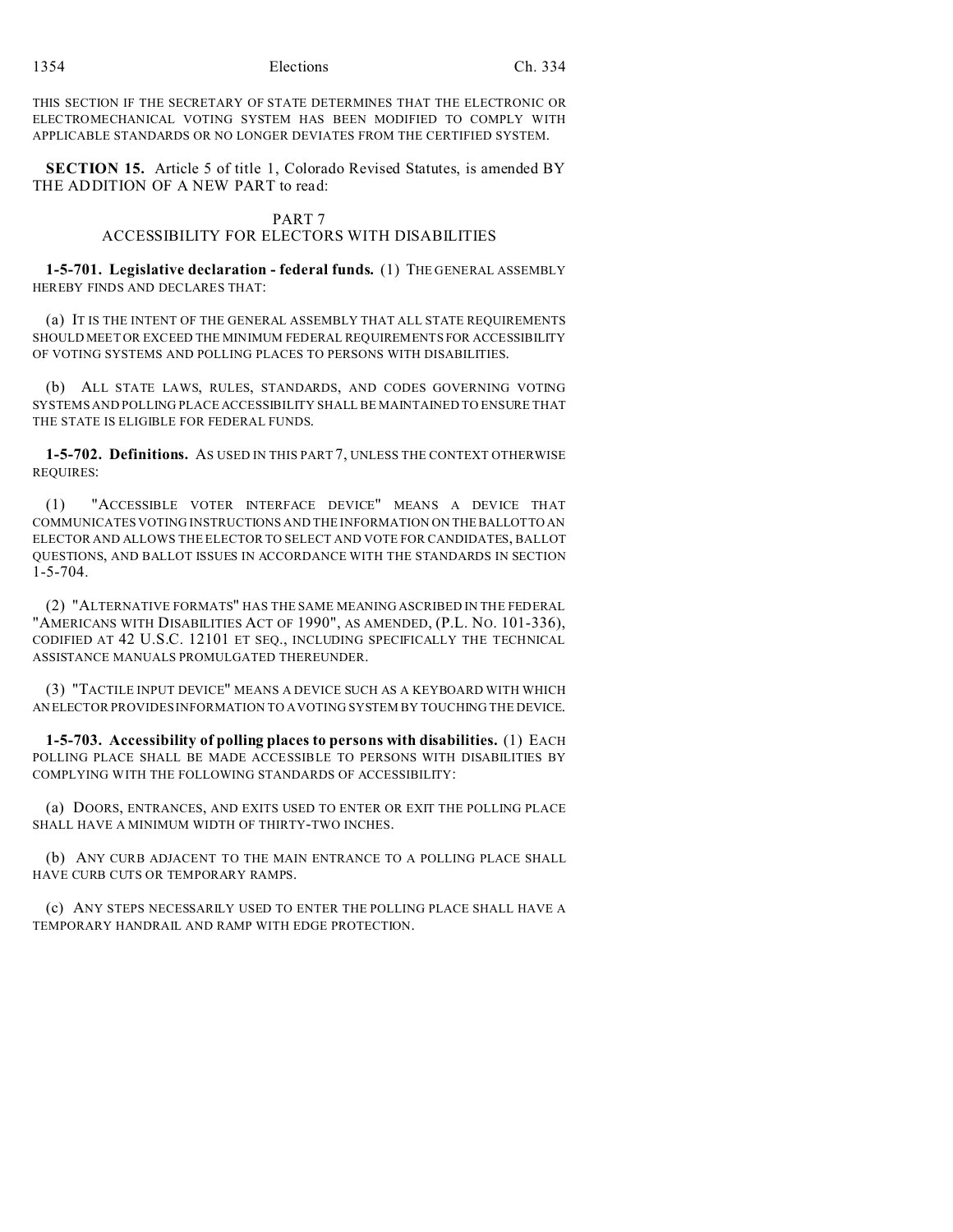THIS SECTION IF THE SECRETARY OF STATE DETERMINES THAT THE ELECTRONIC OR ELECTROMECHANICAL VOTING SYSTEM HAS BEEN MODIFIED TO COMPLY WITH APPLICABLE STANDARDS OR NO LONGER DEVIATES FROM THE CERTIFIED SYSTEM.

**SECTION 15.** Article 5 of title 1, Colorado Revised Statutes, is amended BY THE ADDITION OF A NEW PART to read:

PART 7
ACCESSIBILITY FOR ELECTORS WITH DISABILITIES

**1-5-701. Legislative declaration - federal funds.** (1) THE GENERAL ASSEMBLY HEREBY FINDS AND DECLARES THAT:

(a) IT IS THE INTENT OF THE GENERAL ASSEMBLY THAT ALL STATE REQUIREMENTS SHOULD MEET OR EXCEED THE MINIMUM FEDERAL REQUIREMENTS FOR ACCESSIBILITY OF VOTING SYSTEMS AND POLLING PLACES TO PERSONS WITH DISABILITIES.

(b) ALL STATE LAWS, RULES, STANDARDS, AND CODES GOVERNING VOTING SYSTEMS AND POLLING PLACE ACCESSIBILITY SHALL BE MAINTAINED TO ENSURE THAT THE STATE IS ELIGIBLE FOR FEDERAL FUNDS.

**1-5-702. Definitions.** AS USED IN THIS PART 7, UNLESS THE CONTEXT OTHERWISE REQUIRES:

(1) "ACCESSIBLE VOTER INTERFACE DEVICE" MEANS A DEVICE THAT COMMUNICATES VOTING INSTRUCTIONS AND THE INFORMATION ON THE BALLOT TO AN ELECTOR AND ALLOWS THE ELECTOR TO SELECT AND VOTE FOR CANDIDATES, BALLOT QUESTIONS, AND BALLOT ISSUES IN ACCORDANCE WITH THE STANDARDS IN SECTION 1-5-704.

(2) "ALTERNATIVE FORMATS" HAS THE SAME MEANING ASCRIBED IN THE FEDERAL "AMERICANS WITH DISABILITIES ACT OF 1990", AS AMENDED, (P.L. NO. 101-336), CODIFIED AT 42 U.S.C. 12101 ET SEQ., INCLUDING SPECIFICALLY THE TECHNICAL ASSISTANCE MANUALS PROMULGATED THEREUNDER.

(3) "TACTILE INPUT DEVICE" MEANS A DEVICE SUCH AS A KEYBOARD WITH WHICH AN ELECTOR PROVIDES INFORMATION TO A VOTING SYSTEM BY TOUCHING THE DEVICE.

**1-5-703. Accessibility of polling places to persons with disabilities.** (1) EACH POLLING PLACE SHALL BE MADE ACCESSIBLE TO PERSONS WITH DISABILITIES BY COMPLYING WITH THE FOLLOWING STANDARDS OF ACCESSIBILITY:

(a) DOORS, ENTRANCES, AND EXITS USED TO ENTER OR EXIT THE POLLING PLACE SHALL HAVE A MINIMUM WIDTH OF THIRTY-TWO INCHES.

(b) ANY CURB ADJACENT TO THE MAIN ENTRANCE TO A POLLING PLACE SHALL HAVE CURB CUTS OR TEMPORARY RAMPS.

(c) ANY STEPS NECESSARILY USED TO ENTER THE POLLING PLACE SHALL HAVE A TEMPORARY HANDRAIL AND RAMP WITH EDGE PROTECTION.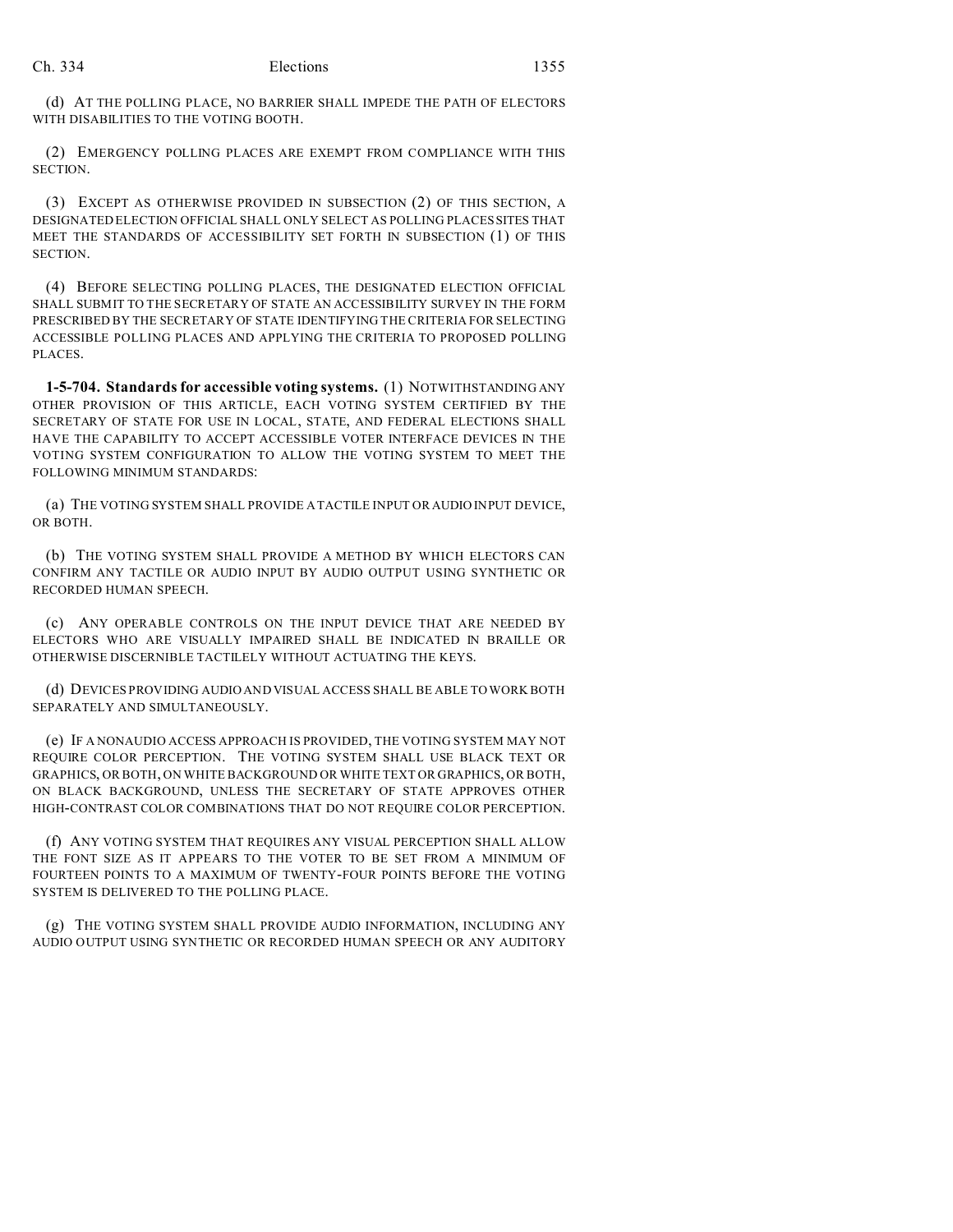(d) AT THE POLLING PLACE, NO BARRIER SHALL IMPEDE THE PATH OF ELECTORS WITH DISABILITIES TO THE VOTING BOOTH.

(2) EMERGENCY POLLING PLACES ARE EXEMPT FROM COMPLIANCE WITH THIS SECTION.

(3) EXCEPT AS OTHERWISE PROVIDED IN SUBSECTION (2) OF THIS SECTION, A DESIGNATED ELECTION OFFICIAL SHALL ONLY SELECT AS POLLING PLACES SITES THAT MEET THE STANDARDS OF ACCESSIBILITY SET FORTH IN SUBSECTION (1) OF THIS SECTION.

(4) BEFORE SELECTING POLLING PLACES, THE DESIGNATED ELECTION OFFICIAL SHALL SUBMIT TO THE SECRETARY OF STATE AN ACCESSIBILITY SURVEY IN THE FORM PRESCRIBED BY THE SECRETARY OF STATE IDENTIFYING THE CRITERIA FOR SELECTING ACCESSIBLE POLLING PLACES AND APPLYING THE CRITERIA TO PROPOSED POLLING PLACES.

**1-5-704. Standards for accessible voting systems.** (1) NOTWITHSTANDING ANY OTHER PROVISION OF THIS ARTICLE, EACH VOTING SYSTEM CERTIFIED BY THE SECRETARY OF STATE FOR USE IN LOCAL, STATE, AND FEDERAL ELECTIONS SHALL HAVE THE CAPABILITY TO ACCEPT ACCESSIBLE VOTER INTERFACE DEVICES IN THE VOTING SYSTEM CONFIGURATION TO ALLOW THE VOTING SYSTEM TO MEET THE FOLLOWING MINIMUM STANDARDS:

(a) THE VOTING SYSTEM SHALL PROVIDE A TACTILE INPUT OR AUDIO INPUT DEVICE, OR BOTH.

(b) THE VOTING SYSTEM SHALL PROVIDE A METHOD BY WHICH ELECTORS CAN CONFIRM ANY TACTILE OR AUDIO INPUT BY AUDIO OUTPUT USING SYNTHETIC OR RECORDED HUMAN SPEECH.

(c) ANY OPERABLE CONTROLS ON THE INPUT DEVICE THAT ARE NEEDED BY ELECTORS WHO ARE VISUALLY IMPAIRED SHALL BE INDICATED IN BRAILLE OR OTHERWISE DISCERNIBLE TACTILELY WITHOUT ACTUATING THE KEYS.

(d) DEVICES PROVIDING AUDIO AND VISUAL ACCESS SHALL BE ABLE TO WORK BOTH SEPARATELY AND SIMULTANEOUSLY.

(e) IF A NONAUDIO ACCESS APPROACH IS PROVIDED, THE VOTING SYSTEM MAY NOT REQUIRE COLOR PERCEPTION. THE VOTING SYSTEM SHALL USE BLACK TEXT OR GRAPHICS, OR BOTH, ON WHITE BACKGROUND OR WHITE TEXT OR GRAPHICS, OR BOTH, ON BLACK BACKGROUND, UNLESS THE SECRETARY OF STATE APPROVES OTHER HIGH-CONTRAST COLOR COMBINATIONS THAT DO NOT REQUIRE COLOR PERCEPTION.

(f) ANY VOTING SYSTEM THAT REQUIRES ANY VISUAL PERCEPTION SHALL ALLOW THE FONT SIZE AS IT APPEARS TO THE VOTER TO BE SET FROM A MINIMUM OF FOURTEEN POINTS TO A MAXIMUM OF TWENTY-FOUR POINTS BEFORE THE VOTING SYSTEM IS DELIVERED TO THE POLLING PLACE.

(g) THE VOTING SYSTEM SHALL PROVIDE AUDIO INFORMATION, INCLUDING ANY AUDIO OUTPUT USING SYNTHETIC OR RECORDED HUMAN SPEECH OR ANY AUDITORY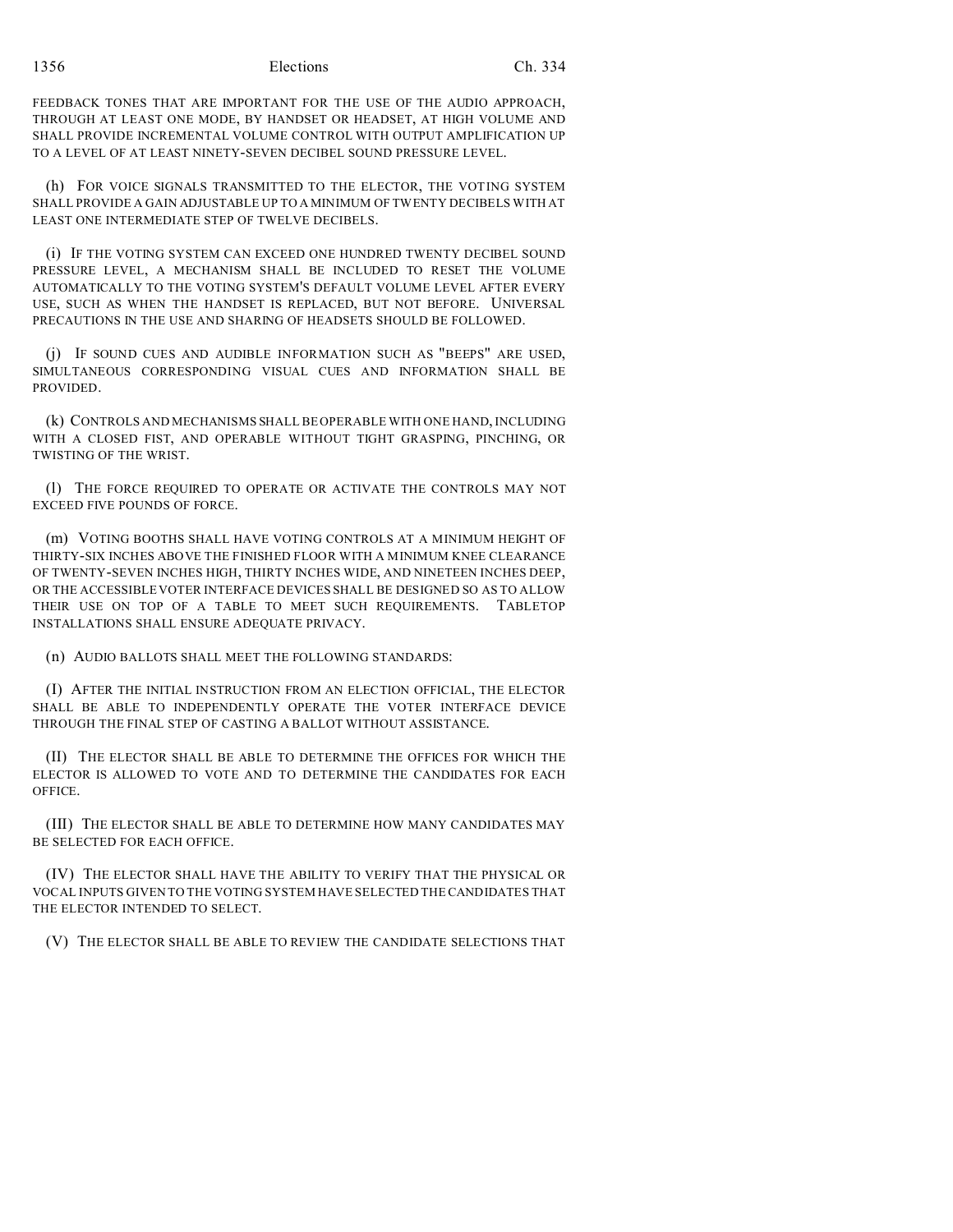FEEDBACK TONES THAT ARE IMPORTANT FOR THE USE OF THE AUDIO APPROACH, THROUGH AT LEAST ONE MODE, BY HANDSET OR HEADSET, AT HIGH VOLUME AND SHALL PROVIDE INCREMENTAL VOLUME CONTROL WITH OUTPUT AMPLIFICATION UP TO A LEVEL OF AT LEAST NINETY-SEVEN DECIBEL SOUND PRESSURE LEVEL.

(h) FOR VOICE SIGNALS TRANSMITTED TO THE ELECTOR, THE VOTING SYSTEM SHALL PROVIDE A GAIN ADJUSTABLE UP TO A MINIMUM OF TWENTY DECIBELS WITH AT LEAST ONE INTERMEDIATE STEP OF TWELVE DECIBELS.

(i) IF THE VOTING SYSTEM CAN EXCEED ONE HUNDRED TWENTY DECIBEL SOUND PRESSURE LEVEL, A MECHANISM SHALL BE INCLUDED TO RESET THE VOLUME AUTOMATICALLY TO THE VOTING SYSTEM'S DEFAULT VOLUME LEVEL AFTER EVERY USE, SUCH AS WHEN THE HANDSET IS REPLACED, BUT NOT BEFORE. UNIVERSAL PRECAUTIONS IN THE USE AND SHARING OF HEADSETS SHOULD BE FOLLOWED.

(j) IF SOUND CUES AND AUDIBLE INFORMATION SUCH AS "BEEPS" ARE USED, SIMULTANEOUS CORRESPONDING VISUAL CUES AND INFORMATION SHALL BE PROVIDED.

(k) CONTROLS AND MECHANISMS SHALL BE OPERABLE WITH ONE HAND, INCLUDING WITH A CLOSED FIST, AND OPERABLE WITHOUT TIGHT GRASPING, PINCHING, OR TWISTING OF THE WRIST.

(l) THE FORCE REQUIRED TO OPERATE OR ACTIVATE THE CONTROLS MAY NOT EXCEED FIVE POUNDS OF FORCE.

(m) VOTING BOOTHS SHALL HAVE VOTING CONTROLS AT A MINIMUM HEIGHT OF THIRTY-SIX INCHES ABOVE THE FINISHED FLOOR WITH A MINIMUM KNEE CLEARANCE OF TWENTY-SEVEN INCHES HIGH, THIRTY INCHES WIDE, AND NINETEEN INCHES DEEP, OR THE ACCESSIBLE VOTER INTERFACE DEVICES SHALL BE DESIGNED SO AS TO ALLOW THEIR USE ON TOP OF A TABLE TO MEET SUCH REQUIREMENTS. TABLETOP INSTALLATIONS SHALL ENSURE ADEQUATE PRIVACY.

(n) AUDIO BALLOTS SHALL MEET THE FOLLOWING STANDARDS:

(I) AFTER THE INITIAL INSTRUCTION FROM AN ELECTION OFFICIAL, THE ELECTOR SHALL BE ABLE TO INDEPENDENTLY OPERATE THE VOTER INTERFACE DEVICE THROUGH THE FINAL STEP OF CASTING A BALLOT WITHOUT ASSISTANCE.

(II) THE ELECTOR SHALL BE ABLE TO DETERMINE THE OFFICES FOR WHICH THE ELECTOR IS ALLOWED TO VOTE AND TO DETERMINE THE CANDIDATES FOR EACH OFFICE.

(III) THE ELECTOR SHALL BE ABLE TO DETERMINE HOW MANY CANDIDATES MAY BE SELECTED FOR EACH OFFICE.

(IV) THE ELECTOR SHALL HAVE THE ABILITY TO VERIFY THAT THE PHYSICAL OR VOCAL INPUTS GIVEN TO THE VOTING SYSTEM HAVE SELECTED THE CANDIDATES THAT THE ELECTOR INTENDED TO SELECT.

(V) THE ELECTOR SHALL BE ABLE TO REVIEW THE CANDIDATE SELECTIONS THAT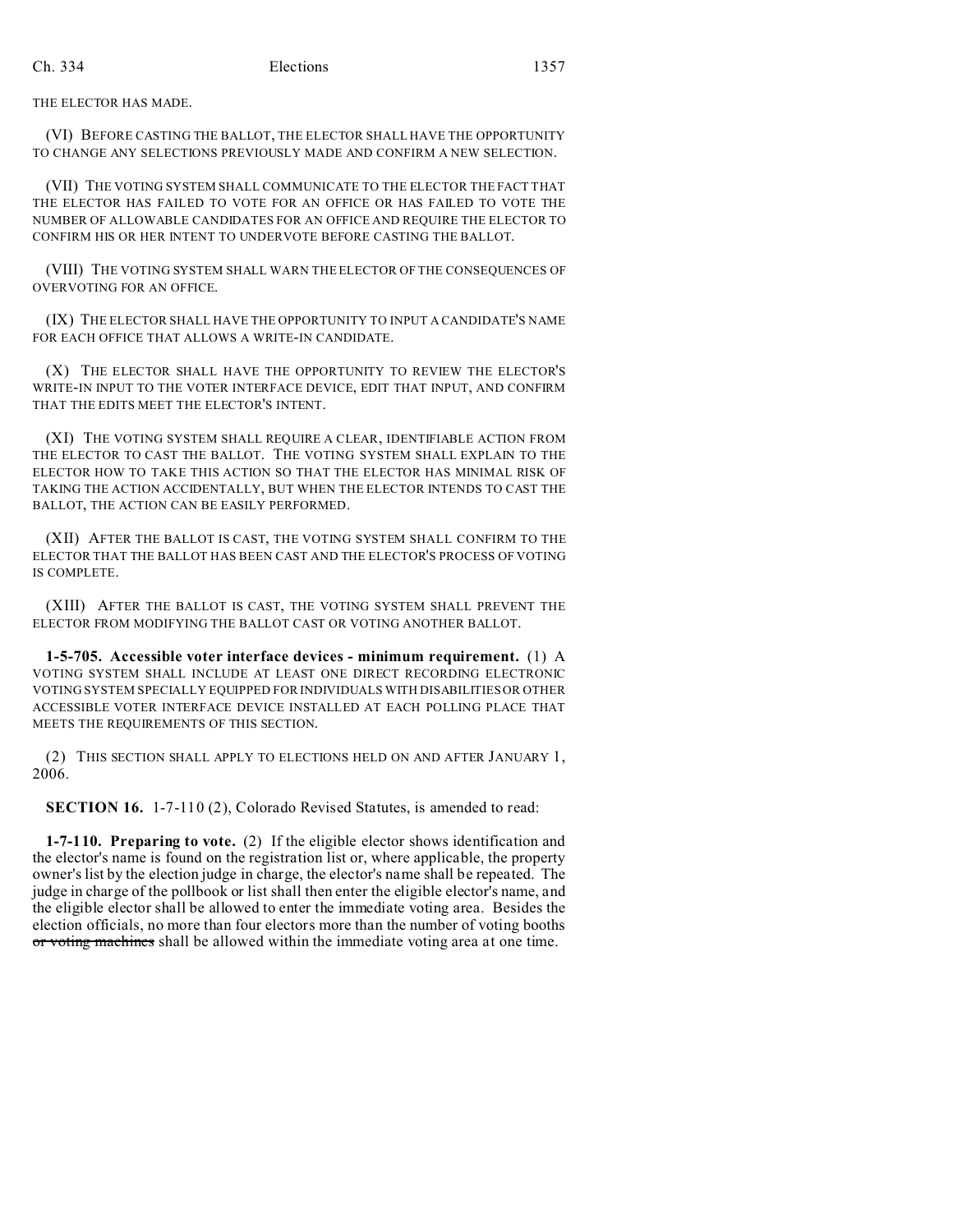THE ELECTOR HAS MADE.

(VI) BEFORE CASTING THE BALLOT, THE ELECTOR SHALL HAVE THE OPPORTUNITY TO CHANGE ANY SELECTIONS PREVIOUSLY MADE AND CONFIRM A NEW SELECTION.

(VII) THE VOTING SYSTEM SHALL COMMUNICATE TO THE ELECTOR THE FACT THAT THE ELECTOR HAS FAILED TO VOTE FOR AN OFFICE OR HAS FAILED TO VOTE THE NUMBER OF ALLOWABLE CANDIDATES FOR AN OFFICE AND REQUIRE THE ELECTOR TO CONFIRM HIS OR HER INTENT TO UNDERVOTE BEFORE CASTING THE BALLOT.

(VIII) THE VOTING SYSTEM SHALL WARN THE ELECTOR OF THE CONSEQUENCES OF OVERVOTING FOR AN OFFICE.

(IX) THE ELECTOR SHALL HAVE THE OPPORTUNITY TO INPUT A CANDIDATE'S NAME FOR EACH OFFICE THAT ALLOWS A WRITE-IN CANDIDATE.

(X) THE ELECTOR SHALL HAVE THE OPPORTUNITY TO REVIEW THE ELECTOR'S WRITE-IN INPUT TO THE VOTER INTERFACE DEVICE, EDIT THAT INPUT, AND CONFIRM THAT THE EDITS MEET THE ELECTOR'S INTENT.

(XI) THE VOTING SYSTEM SHALL REQUIRE A CLEAR, IDENTIFIABLE ACTION FROM THE ELECTOR TO CAST THE BALLOT. THE VOTING SYSTEM SHALL EXPLAIN TO THE ELECTOR HOW TO TAKE THIS ACTION SO THAT THE ELECTOR HAS MINIMAL RISK OF TAKING THE ACTION ACCIDENTALLY, BUT WHEN THE ELECTOR INTENDS TO CAST THE BALLOT, THE ACTION CAN BE EASILY PERFORMED.

(XII) AFTER THE BALLOT IS CAST, THE VOTING SYSTEM SHALL CONFIRM TO THE ELECTOR THAT THE BALLOT HAS BEEN CAST AND THE ELECTOR'S PROCESS OF VOTING IS COMPLETE.

(XIII) AFTER THE BALLOT IS CAST, THE VOTING SYSTEM SHALL PREVENT THE ELECTOR FROM MODIFYING THE BALLOT CAST OR VOTING ANOTHER BALLOT.

**1-5-705. Accessible voter interface devices - minimum requirement.** (1) A VOTING SYSTEM SHALL INCLUDE AT LEAST ONE DIRECT RECORDING ELECTRONIC VOTING SYSTEM SPECIALLY EQUIPPED FOR INDIVIDUALS WITH DISABILITIES OR OTHER ACCESSIBLE VOTER INTERFACE DEVICE INSTALLED AT EACH POLLING PLACE THAT MEETS THE REQUIREMENTS OF THIS SECTION.

(2) THIS SECTION SHALL APPLY TO ELECTIONS HELD ON AND AFTER JANUARY 1, 2006.

**SECTION 16.** 1-7-110 (2), Colorado Revised Statutes, is amended to read:

**1-7-110. Preparing to vote.** (2) If the eligible elector shows identification and the elector's name is found on the registration list or, where applicable, the property owner's list by the election judge in charge, the elector's name shall be repeated. The judge in charge of the pollbook or list shall then enter the eligible elector's name, and the eligible elector shall be allowed to enter the immediate voting area. Besides the election officials, no more than four electors more than the number of voting booths ~~or voting machines~~ shall be allowed within the immediate voting area at one time.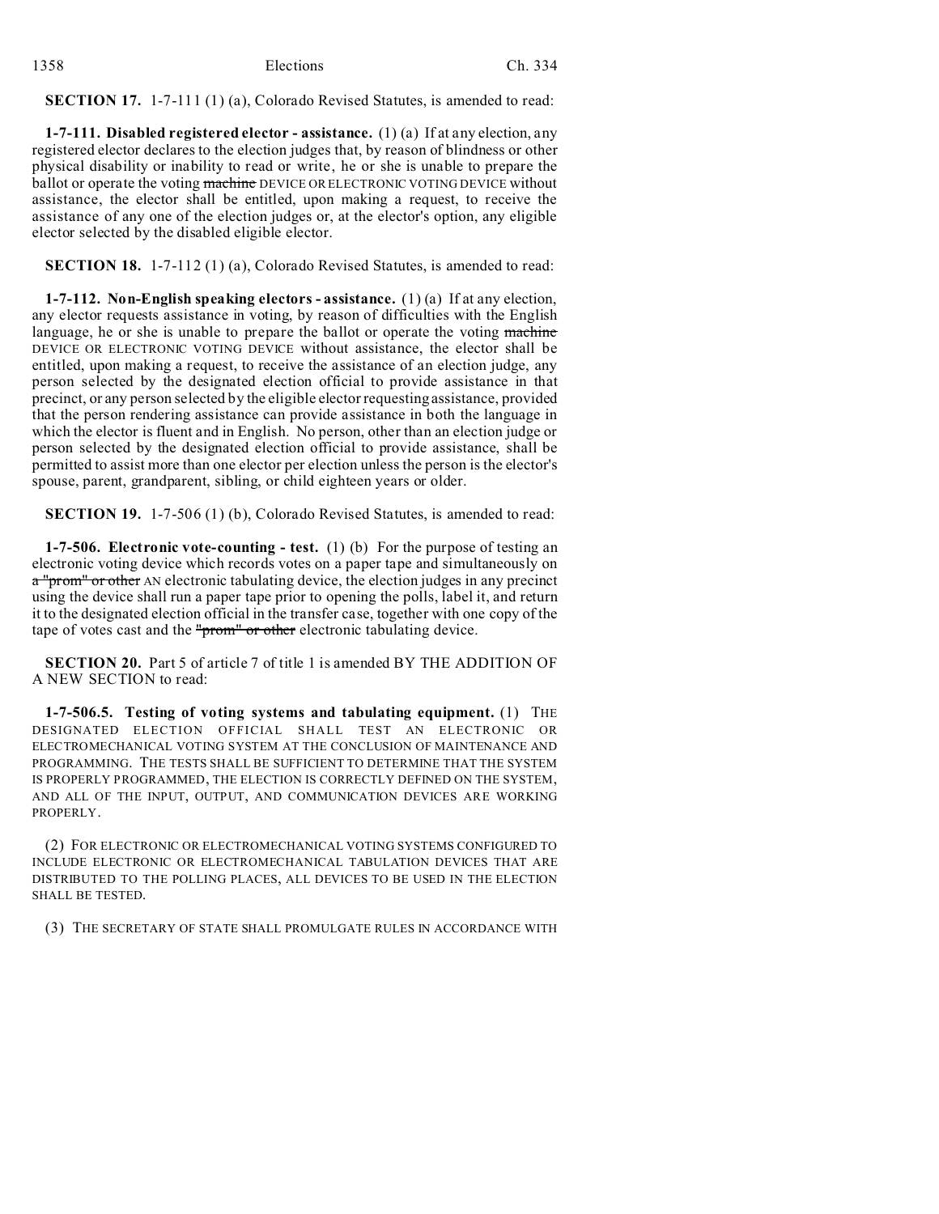**SECTION 17.** 1-7-111 (1) (a), Colorado Revised Statutes, is amended to read:

**1-7-111. Disabled registered elector - assistance.** (1) (a) If at any election, any registered elector declares to the election judges that, by reason of blindness or other physical disability or inability to read or write, he or she is unable to prepare the ballot or operate the voting ~~machine~~ DEVICE OR ELECTRONIC VOTING DEVICE without assistance, the elector shall be entitled, upon making a request, to receive the assistance of any one of the election judges or, at the elector's option, any eligible elector selected by the disabled eligible elector.

**SECTION 18.** 1-7-112 (1) (a), Colorado Revised Statutes, is amended to read:

**1-7-112. Non-English speaking electors - assistance.** (1) (a) If at any election, any elector requests assistance in voting, by reason of difficulties with the English language, he or she is unable to prepare the ballot or operate the voting ~~machine~~ DEVICE OR ELECTRONIC VOTING DEVICE without assistance, the elector shall be entitled, upon making a request, to receive the assistance of an election judge, any person selected by the designated election official to provide assistance in that precinct, or any person selected by the eligible elector requesting assistance, provided that the person rendering assistance can provide assistance in both the language in which the elector is fluent and in English. No person, other than an election judge or person selected by the designated election official to provide assistance, shall be permitted to assist more than one elector per election unless the person is the elector's spouse, parent, grandparent, sibling, or child eighteen years or older.

**SECTION 19.** 1-7-506 (1) (b), Colorado Revised Statutes, is amended to read:

**1-7-506. Electronic vote-counting - test.** (1) (b) For the purpose of testing an electronic voting device which records votes on a paper tape and simultaneously on ~~a "prom" or other~~ AN electronic tabulating device, the election judges in any precinct using the device shall run a paper tape prior to opening the polls, label it, and return it to the designated election official in the transfer case, together with one copy of the tape of votes cast and the ~~"prom" or other~~ electronic tabulating device.

**SECTION 20.** Part 5 of article 7 of title 1 is amended BY THE ADDITION OF A NEW SECTION to read:

**1-7-506.5. Testing of voting systems and tabulating equipment.** (1) THE DESIGNATED ELECTION OFFICIAL SHALL TEST AN ELECTRONIC OR ELECTROMECHANICAL VOTING SYSTEM AT THE CONCLUSION OF MAINTENANCE AND PROGRAMMING. THE TESTS SHALL BE SUFFICIENT TO DETERMINE THAT THE SYSTEM IS PROPERLY PROGRAMMED, THE ELECTION IS CORRECTLY DEFINED ON THE SYSTEM, AND ALL OF THE INPUT, OUTPUT, AND COMMUNICATION DEVICES ARE WORKING PROPERLY.

(2) FOR ELECTRONIC OR ELECTROMECHANICAL VOTING SYSTEMS CONFIGURED TO INCLUDE ELECTRONIC OR ELECTROMECHANICAL TABULATION DEVICES THAT ARE DISTRIBUTED TO THE POLLING PLACES, ALL DEVICES TO BE USED IN THE ELECTION SHALL BE TESTED.

(3) THE SECRETARY OF STATE SHALL PROMULGATE RULES IN ACCORDANCE WITH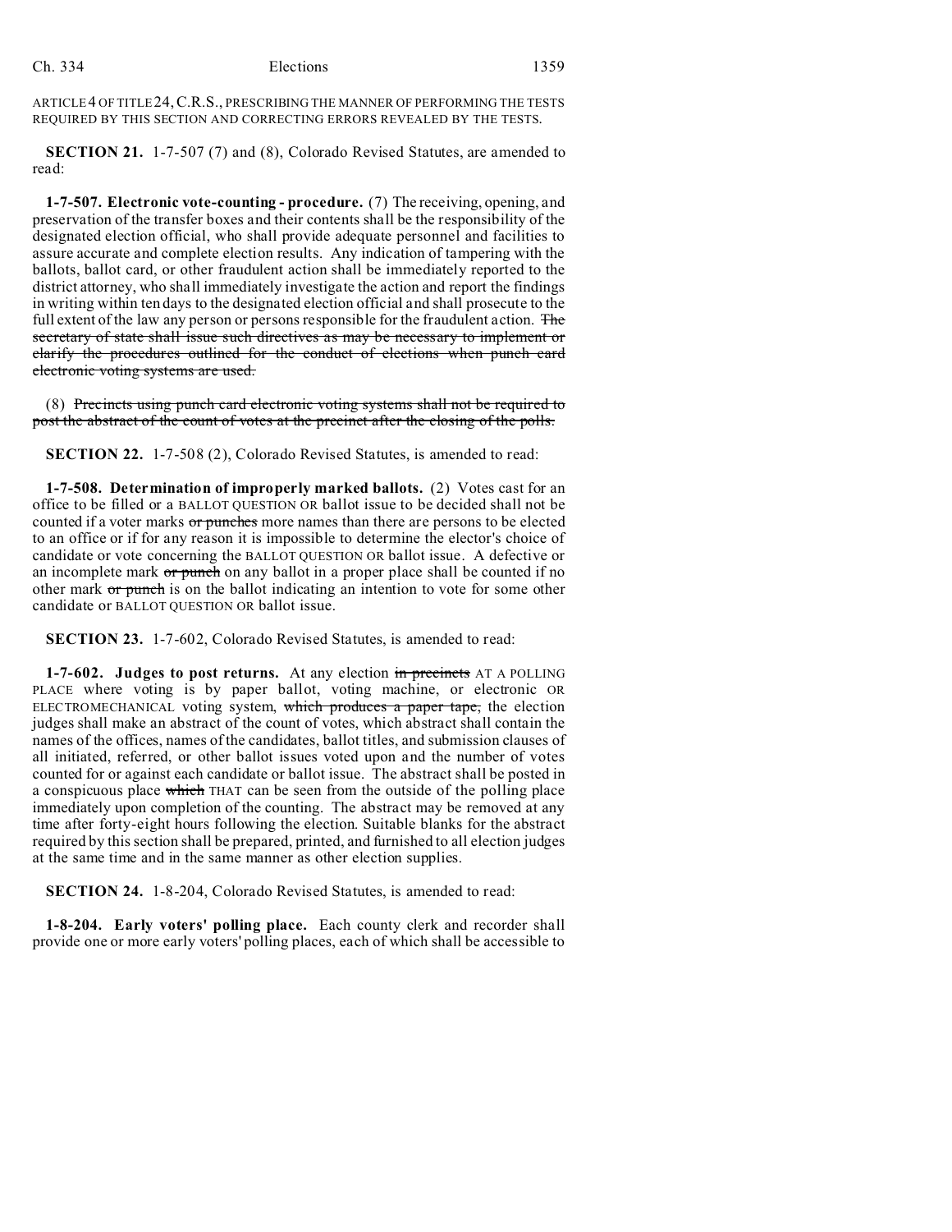ARTICLE 4 OF TITLE 24, C.R.S., PRESCRIBING THE MANNER OF PERFORMING THE TESTS REQUIRED BY THIS SECTION AND CORRECTING ERRORS REVEALED BY THE TESTS.

**SECTION 21.** 1-7-507 (7) and (8), Colorado Revised Statutes, are amended to read:

**1-7-507. Electronic vote-counting - procedure.** (7) The receiving, opening, and preservation of the transfer boxes and their contents shall be the responsibility of the designated election official, who shall provide adequate personnel and facilities to assure accurate and complete election results. Any indication of tampering with the ballots, ballot card, or other fraudulent action shall be immediately reported to the district attorney, who shall immediately investigate the action and report the findings in writing within ten days to the designated election official and shall prosecute to the full extent of the law any person or persons responsible for the fraudulent action. ~~The secretary of state shall issue such directives as may be necessary to implement or clarify the procedures outlined for the conduct of elections when punch card electronic voting systems are used.~~

(8) ~~Precincts using punch card electronic voting systems shall not be required to post the abstract of the count of votes at the precinct after the closing of the polls.~~

**SECTION 22.** 1-7-508 (2), Colorado Revised Statutes, is amended to read:

**1-7-508. Determination of improperly marked ballots.** (2) Votes cast for an office to be filled or a BALLOT QUESTION OR ballot issue to be decided shall not be counted if a voter marks ~~or punches~~ more names than there are persons to be elected to an office or if for any reason it is impossible to determine the elector's choice of candidate or vote concerning the BALLOT QUESTION OR ballot issue. A defective or an incomplete mark ~~or punch~~ on any ballot in a proper place shall be counted if no other mark ~~or punch~~ is on the ballot indicating an intention to vote for some other candidate or BALLOT QUESTION OR ballot issue.

**SECTION 23.** 1-7-602, Colorado Revised Statutes, is amended to read:

**1-7-602. Judges to post returns.** At any election ~~in precincts~~ AT A POLLING PLACE where voting is by paper ballot, voting machine, or electronic OR ELECTROMECHANICAL voting system, ~~which produces a paper tape,~~ the election judges shall make an abstract of the count of votes, which abstract shall contain the names of the offices, names of the candidates, ballot titles, and submission clauses of all initiated, referred, or other ballot issues voted upon and the number of votes counted for or against each candidate or ballot issue. The abstract shall be posted in a conspicuous place ~~which~~ THAT can be seen from the outside of the polling place immediately upon completion of the counting. The abstract may be removed at any time after forty-eight hours following the election. Suitable blanks for the abstract required by this section shall be prepared, printed, and furnished to all election judges at the same time and in the same manner as other election supplies.

**SECTION 24.** 1-8-204, Colorado Revised Statutes, is amended to read:

**1-8-204. Early voters' polling place.** Each county clerk and recorder shall provide one or more early voters' polling places, each of which shall be accessible to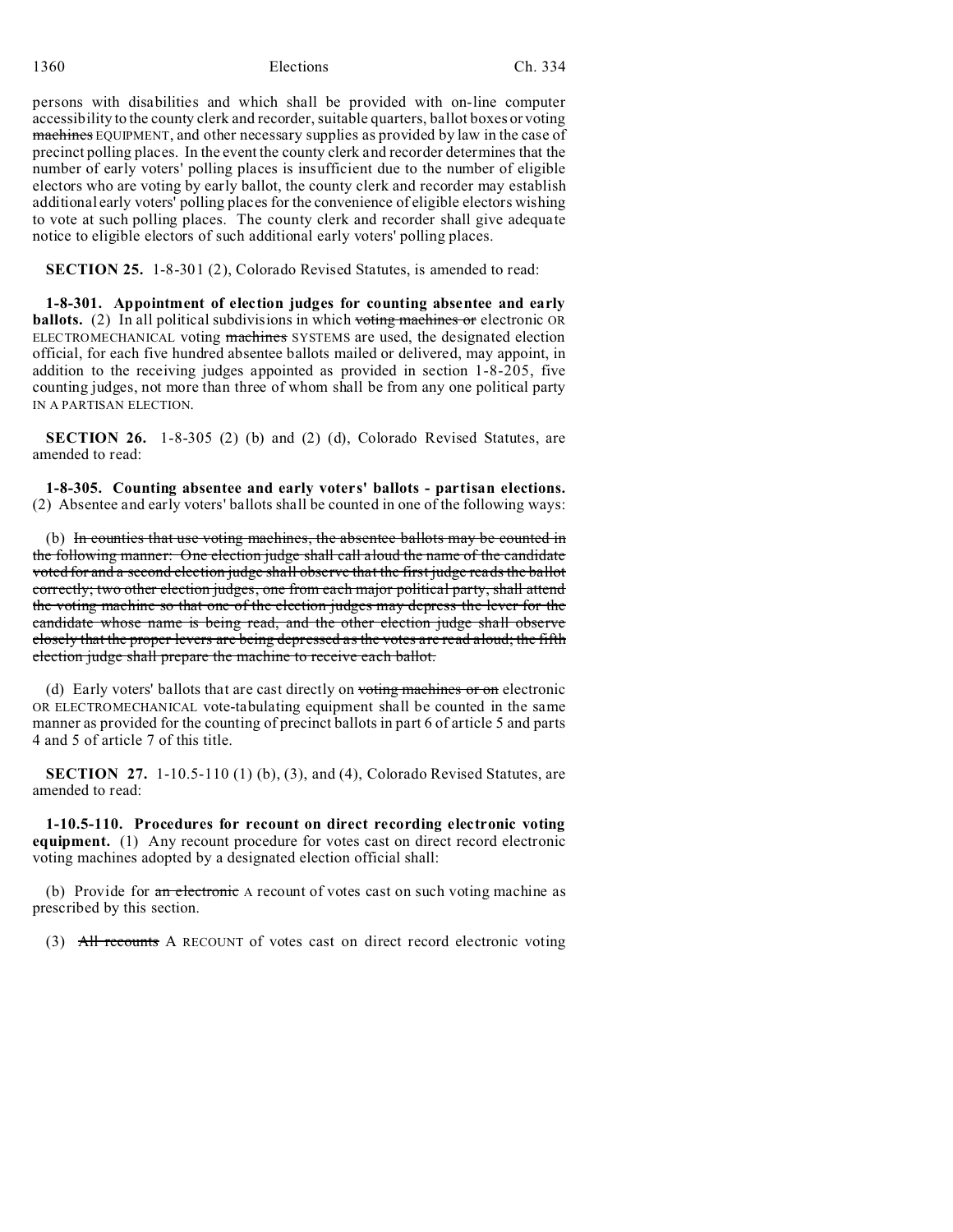persons with disabilities and which shall be provided with on-line computer accessibility to the county clerk and recorder, suitable quarters, ballot boxes or voting ~~machines~~ EQUIPMENT, and other necessary supplies as provided by law in the case of precinct polling places. In the event the county clerk and recorder determines that the number of early voters' polling places is insufficient due to the number of eligible electors who are voting by early ballot, the county clerk and recorder may establish additional early voters' polling places for the convenience of eligible electors wishing to vote at such polling places. The county clerk and recorder shall give adequate notice to eligible electors of such additional early voters' polling places.

**SECTION 25.** 1-8-301 (2), Colorado Revised Statutes, is amended to read:

**1-8-301. Appointment of election judges for counting absentee and early ballots.** (2) In all political subdivisions in which ~~voting machines or~~ electronic OR ELECTROMECHANICAL voting ~~machines~~ SYSTEMS are used, the designated election official, for each five hundred absentee ballots mailed or delivered, may appoint, in addition to the receiving judges appointed as provided in section 1-8-205, five counting judges, not more than three of whom shall be from any one political party IN A PARTISAN ELECTION.

**SECTION 26.** 1-8-305 (2) (b) and (2) (d), Colorado Revised Statutes, are amended to read:

**1-8-305. Counting absentee and early voters' ballots - partisan elections.** (2) Absentee and early voters' ballots shall be counted in one of the following ways:

(b) ~~In counties that use voting machines, the absentee ballots may be counted in the following manner: One election judge shall call aloud the name of the candidate voted for and a second election judge shall observe that the first judge reads the ballot correctly; two other election judges, one from each major political party, shall attend the voting machine so that one of the election judges may depress the lever for the candidate whose name is being read, and the other election judge shall observe closely that the proper levers are being depressed as the votes are read aloud; the fifth election judge shall prepare the machine to receive each ballot.~~

(d) Early voters' ballots that are cast directly on ~~voting machines or on~~ electronic OR ELECTROMECHANICAL vote-tabulating equipment shall be counted in the same manner as provided for the counting of precinct ballots in part 6 of article 5 and parts 4 and 5 of article 7 of this title.

**SECTION 27.** 1-10.5-110 (1) (b), (3), and (4), Colorado Revised Statutes, are amended to read:

**1-10.5-110. Procedures for recount on direct recording electronic voting equipment.** (1) Any recount procedure for votes cast on direct record electronic voting machines adopted by a designated election official shall:

(b) Provide for ~~an electronic~~ A recount of votes cast on such voting machine as prescribed by this section.

(3) ~~All recounts~~ A RECOUNT of votes cast on direct record electronic voting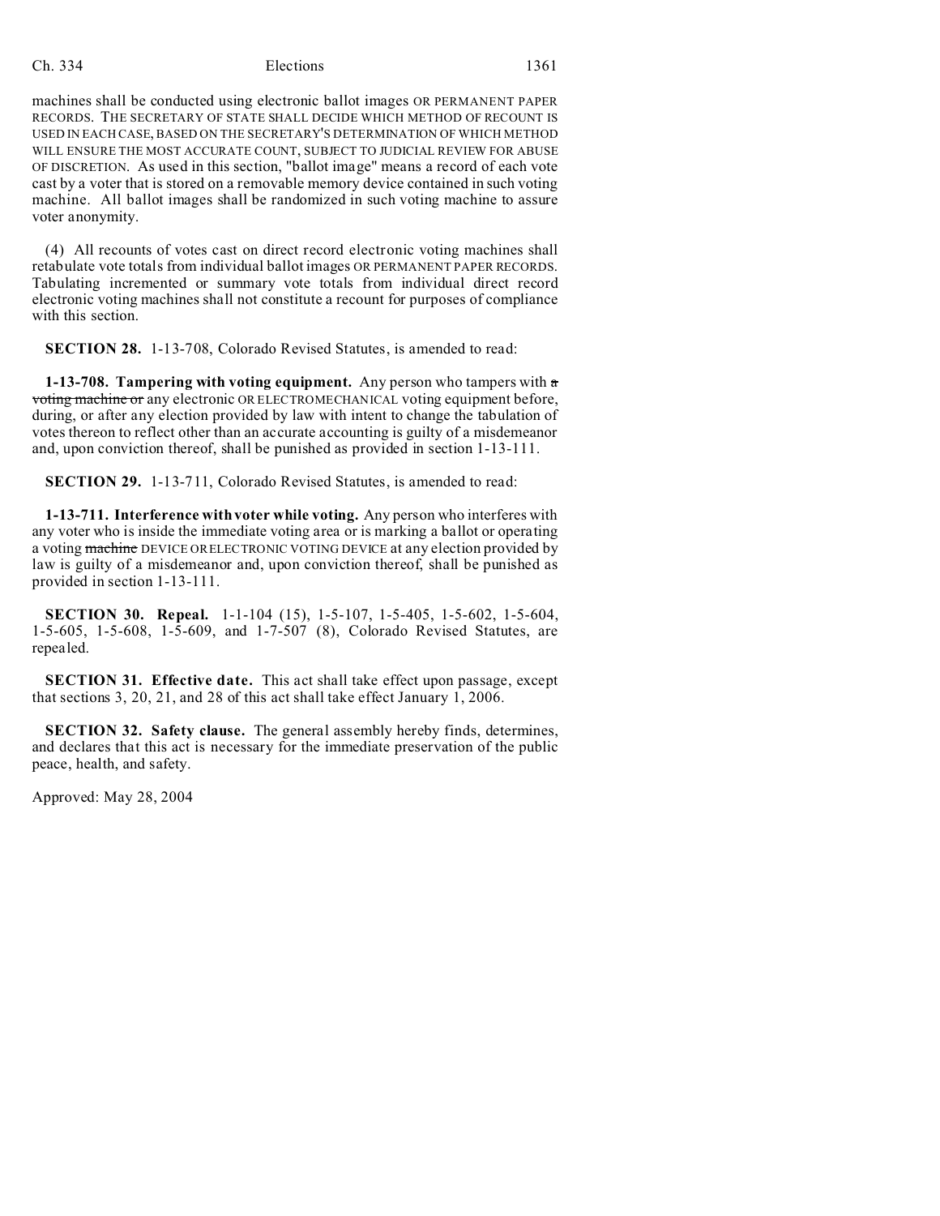machines shall be conducted using electronic ballot images OR PERMANENT PAPER RECORDS. THE SECRETARY OF STATE SHALL DECIDE WHICH METHOD OF RECOUNT IS USED IN EACH CASE, BASED ON THE SECRETARY'S DETERMINATION OF WHICH METHOD WILL ENSURE THE MOST ACCURATE COUNT, SUBJECT TO JUDICIAL REVIEW FOR ABUSE OF DISCRETION. As used in this section, "ballot image" means a record of each vote cast by a voter that is stored on a removable memory device contained in such voting machine. All ballot images shall be randomized in such voting machine to assure voter anonymity.

(4) All recounts of votes cast on direct record electronic voting machines shall retabulate vote totals from individual ballot images OR PERMANENT PAPER RECORDS. Tabulating incremented or summary vote totals from individual direct record electronic voting machines shall not constitute a recount for purposes of compliance with this section.

**SECTION 28.** 1-13-708, Colorado Revised Statutes, is amended to read:

**1-13-708. Tampering with voting equipment.** Any person who tampers with ~~a voting machine or~~ any electronic OR ELECTROMECHANICAL voting equipment before, during, or after any election provided by law with intent to change the tabulation of votes thereon to reflect other than an accurate accounting is guilty of a misdemeanor and, upon conviction thereof, shall be punished as provided in section 1-13-111.

**SECTION 29.** 1-13-711, Colorado Revised Statutes, is amended to read:

**1-13-711. Interference with voter while voting.** Any person who interferes with any voter who is inside the immediate voting area or is marking a ballot or operating a voting ~~machine~~ DEVICE OR ELECTRONIC VOTING DEVICE at any election provided by law is guilty of a misdemeanor and, upon conviction thereof, shall be punished as provided in section 1-13-111.

**SECTION 30. Repeal.** 1-1-104 (15), 1-5-107, 1-5-405, 1-5-602, 1-5-604, 1-5-605, 1-5-608, 1-5-609, and 1-7-507 (8), Colorado Revised Statutes, are repealed.

**SECTION 31. Effective date.** This act shall take effect upon passage, except that sections 3, 20, 21, and 28 of this act shall take effect January 1, 2006.

**SECTION 32. Safety clause.** The general assembly hereby finds, determines, and declares that this act is necessary for the immediate preservation of the public peace, health, and safety.

Approved: May 28, 2004